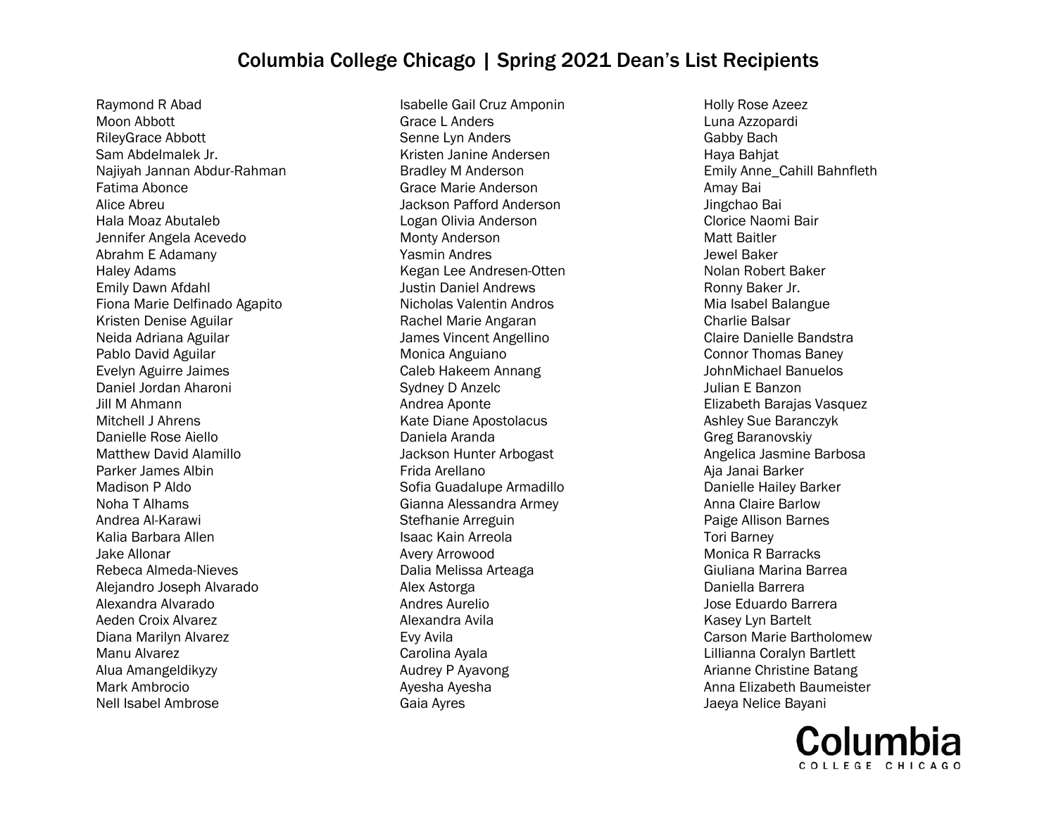# Columbia College Chicago | Spring 2021 Dean's List Recipients

Raymond R Abad
Moon Abbott
RileyGrace Abbott
Sam Abdelmalek Jr.
Najiyah Jannan Abdur-Rahman
Fatima Abonce
Alice Abreu
Hala Moaz Abutaleb
Jennifer Angela Acevedo
Abrahm E Adamany
Haley Adams
Emily Dawn Afdahl
Fiona Marie Delfinado Agapito
Kristen Denise Aguilar
Neida Adriana Aguilar
Pablo David Aguilar
Evelyn Aguirre Jaimes
Daniel Jordan Aharoni
Jill M Ahmann
Mitchell J Ahrens
Danielle Rose Aiello
Matthew David Alamillo
Parker James Albin
Madison P Aldo
Noha T Alhams
Andrea Al-Karawi
Kalia Barbara Allen
Jake Allonar
Rebeca Almeda-Nieves
Alejandro Joseph Alvarado
Alexandra Alvarado
Aeden Croix Alvarez
Diana Marilyn Alvarez
Manu Alvarez
Alua Amangeldikyzy
Mark Ambrocio
Nell Isabel Ambrose
Isabelle Gail Cruz Amponin
Grace L Anders
Senne Lyn Anders
Kristen Janine Andersen
Bradley M Anderson
Grace Marie Anderson
Jackson Pafford Anderson
Logan Olivia Anderson
Monty Anderson
Yasmin Andres
Kegan Lee Andresen-Otten
Justin Daniel Andrews
Nicholas Valentin Andros
Rachel Marie Angaran
James Vincent Angellino
Monica Anguiano
Caleb Hakeem Annang
Sydney D Anzelc
Andrea Aponte
Kate Diane Apostolacus
Daniela Aranda
Jackson Hunter Arbogast
Frida Arellano
Sofia Guadalupe Armadillo
Gianna Alessandra Armey
Stefhanie Arreguin
Isaac Kain Arreola
Avery Arrowood
Dalia Melissa Arteaga
Alex Astorga
Andres Aurelio
Alexandra Avila
Evy Avila
Carolina Ayala
Audrey P Ayavong
Ayesha Ayesha
Gaia Ayres
Holly Rose Azeez
Luna Azzopardi
Gabby Bach
Haya Bahjat
Emily Anne_Cahill Bahnfleth
Amay Bai
Jingchao Bai
Clorice Naomi Bair
Matt Baitler
Jewel Baker
Nolan Robert Baker
Ronny Baker Jr.
Mia Isabel Balangue
Charlie Balsar
Claire Danielle Bandstra
Connor Thomas Baney
JohnMichael Banuelos
Julian E Banzon
Elizabeth Barajas Vasquez
Ashley Sue Baranczyk
Greg Baranovskiy
Angelica Jasmine Barbosa
Aja Janai Barker
Danielle Hailey Barker
Anna Claire Barlow
Paige Allison Barnes
Tori Barney
Monica R Barracks
Giuliana Marina Barrea
Daniella Barrera
Jose Eduardo Barrera
Kasey Lyn Bartelt
Carson Marie Bartholomew
Lillianna Coralyn Bartlett
Arianne Christine Batang
Anna Elizabeth Baumeister
Jaeya Nelice Bayani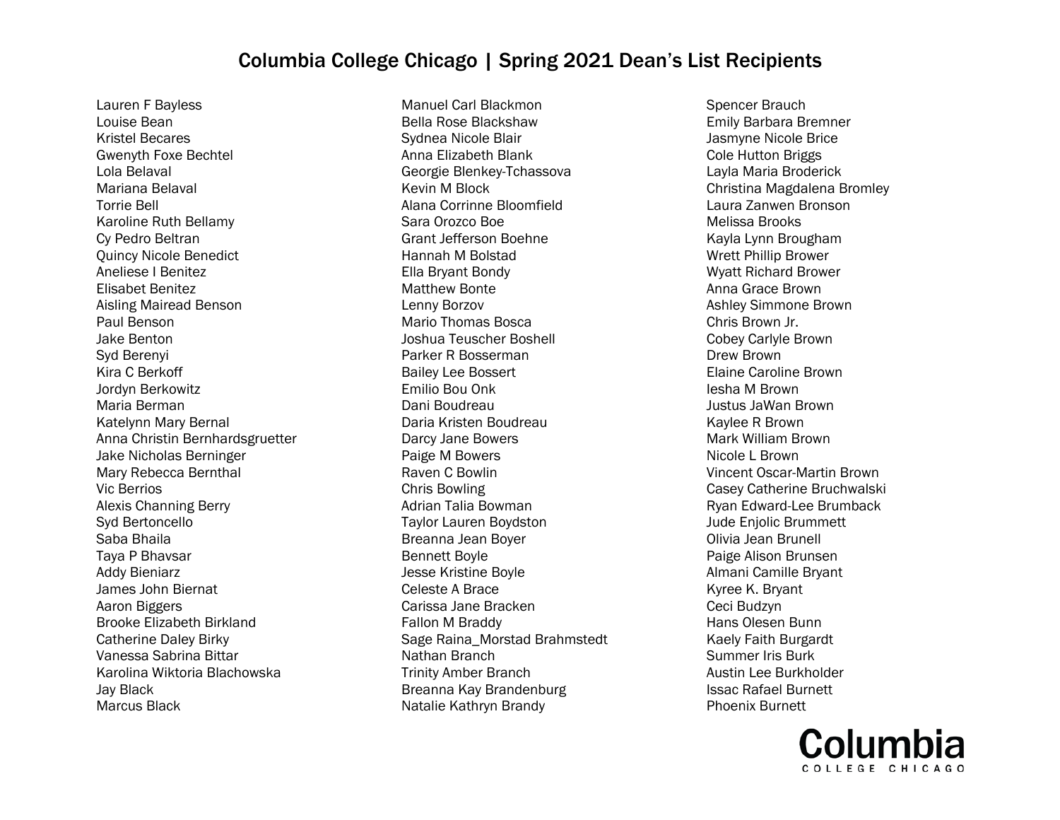# Columbia College Chicago | Spring 2021 Dean's List Recipients

Lauren F Bayless
Louise Bean
Kristel Becares
Gwenyth Foxe Bechtel
Lola Belaval
Mariana Belaval
Torrie Bell
Karoline Ruth Bellamy
Cy Pedro Beltran
Quincy Nicole Benedict
Aneliese I Benitez
Elisabet Benitez
Aisling Mairead Benson
Paul Benson
Jake Benton
Syd Berenyi
Kira C Berkoff
Jordyn Berkowitz
Maria Berman
Katelynn Mary Bernal
Anna Christin Bernhardsgruetter
Jake Nicholas Berninger
Mary Rebecca Bernthal
Vic Berrios
Alexis Channing Berry
Syd Bertoncello
Saba Bhaila
Taya P Bhavsar
Addy Bieniarz
James John Biernat
Aaron Biggers
Brooke Elizabeth Birkland
Catherine Daley Birky
Vanessa Sabrina Bittar
Karolina Wiktoria Blachowska
Jay Black
Marcus Black
Manuel Carl Blackmon
Bella Rose Blackshaw
Sydnea Nicole Blair
Anna Elizabeth Blank
Georgie Blenkey-Tchassova
Kevin M Block
Alana Corrinne Bloomfield
Sara Orozco Boe
Grant Jefferson Boehne
Hannah M Bolstad
Ella Bryant Bondy
Matthew Bonte
Lenny Borzov
Mario Thomas Bosca
Joshua Teuscher Boshell
Parker R Bosserman
Bailey Lee Bossert
Emilio Bou Onk
Dani Boudreau
Daria Kristen Boudreau
Darcy Jane Bowers
Paige M Bowers
Raven C Bowlin
Chris Bowling
Adrian Talia Bowman
Taylor Lauren Boydston
Breanna Jean Boyer
Bennett Boyle
Jesse Kristine Boyle
Celeste A Brace
Carissa Jane Bracken
Fallon M Braddy
Sage Raina_Morstad Brahmstedt
Nathan Branch
Trinity Amber Branch
Breanna Kay Brandenburg
Natalie Kathryn Brandy
Spencer Brauch
Emily Barbara Bremner
Jasmyne Nicole Brice
Cole Hutton Briggs
Layla Maria Broderick
Christina Magdalena Bromley
Laura Zanwen Bronson
Melissa Brooks
Kayla Lynn Brougham
Wrett Phillip Brower
Wyatt Richard Brower
Anna Grace Brown
Ashley Simmone Brown
Chris Brown Jr.
Cobey Carlyle Brown
Drew Brown
Elaine Caroline Brown
Iesha M Brown
Justus JaWan Brown
Kaylee R Brown
Mark William Brown
Nicole L Brown
Vincent Oscar-Martin Brown
Casey Catherine Bruchwalski
Ryan Edward-Lee Brumback
Jude Enjolic Brummett
Olivia Jean Brunell
Paige Alison Brunsen
Almani Camille Bryant
Kyree K. Bryant
Ceci Budzyn
Hans Olesen Bunn
Kaely Faith Burgardt
Summer Iris Burk
Austin Lee Burkholder
Issac Rafael Burnett
Phoenix Burnett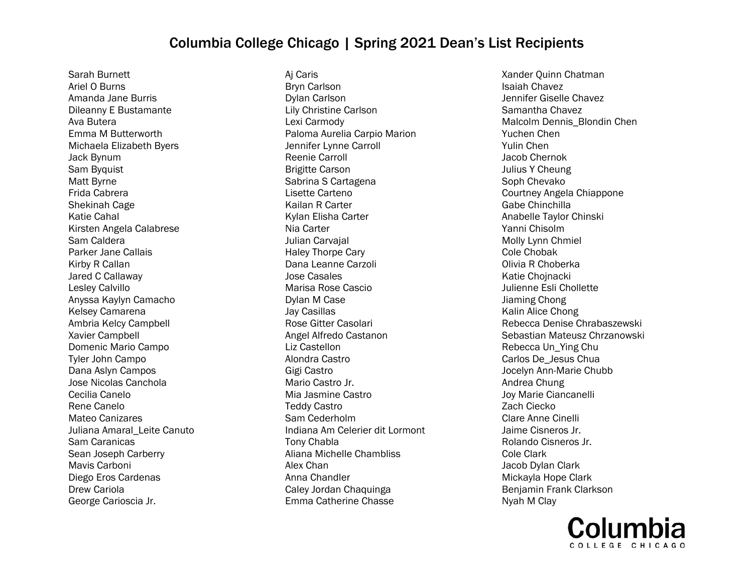# Columbia College Chicago | Spring 2021 Dean's List Recipients

Sarah Burnett
Ariel O Burns
Amanda Jane Burris
Dileanny E Bustamante
Ava Butera
Emma M Butterworth
Michaela Elizabeth Byers
Jack Bynum
Sam Byquist
Matt Byrne
Frida Cabrera
Shekinah Cage
Katie Cahal
Kirsten Angela Calabrese
Sam Caldera
Parker Jane Callais
Kirby R Callan
Jared C Callaway
Lesley Calvillo
Anyssa Kaylyn Camacho
Kelsey Camarena
Ambria Kelcy Campbell
Xavier Campbell
Domenic Mario Campo
Tyler John Campo
Dana Aslyn Campos
Jose Nicolas Canchola
Cecilia Canelo
Rene Canelo
Mateo Canizares
Juliana Amaral_Leite Canuto
Sam Caranicas
Sean Joseph Carberry
Mavis Carboni
Diego Eros Cardenas
Drew Cariola
George Carioscia Jr.
Aj Caris
Bryn Carlson
Dylan Carlson
Lily Christine Carlson
Lexi Carmody
Paloma Aurelia Carpio Marion
Jennifer Lynne Carroll
Reenie Carroll
Brigitte Carson
Sabrina S Cartagena
Lisette Carteno
Kailan R Carter
Kylan Elisha Carter
Nia Carter
Julian Carvajal
Haley Thorpe Cary
Dana Leanne Carzoli
Jose Casales
Marisa Rose Cascio
Dylan M Case
Jay Casillas
Rose Gitter Casolari
Angel Alfredo Castanon
Liz Castellon
Alondra Castro
Gigi Castro
Mario Castro Jr.
Mia Jasmine Castro
Teddy Castro
Sam Cederholm
Indiana Am Celerier dit Lormont
Tony Chabla
Aliana Michelle Chambliss
Alex Chan
Anna Chandler
Caley Jordan Chaquinga
Emma Catherine Chasse
Xander Quinn Chatman
Isaiah Chavez
Jennifer Giselle Chavez
Samantha Chavez
Malcolm Dennis_Blondin Chen
Yuchen Chen
Yulin Chen
Jacob Chernok
Julius Y Cheung
Soph Chevako
Courtney Angela Chiappone
Gabe Chinchilla
Anabelle Taylor Chinski
Yanni Chisolm
Molly Lynn Chmiel
Cole Chobak
Olivia R Choberka
Katie Chojnacki
Julienne Esli Chollette
Jiaming Chong
Kalin Alice Chong
Rebecca Denise Chrabaszewski
Sebastian Mateusz Chrzanowski
Rebecca Un_Ying Chu
Carlos De_Jesus Chua
Jocelyn Ann-Marie Chubb
Andrea Chung
Joy Marie Ciancanelli
Zach Ciecko
Clare Anne Cinelli
Jaime Cisneros Jr.
Rolando Cisneros Jr.
Cole Clark
Jacob Dylan Clark
Mickayla Hope Clark
Benjamin Frank Clarkson
Nyah M Clay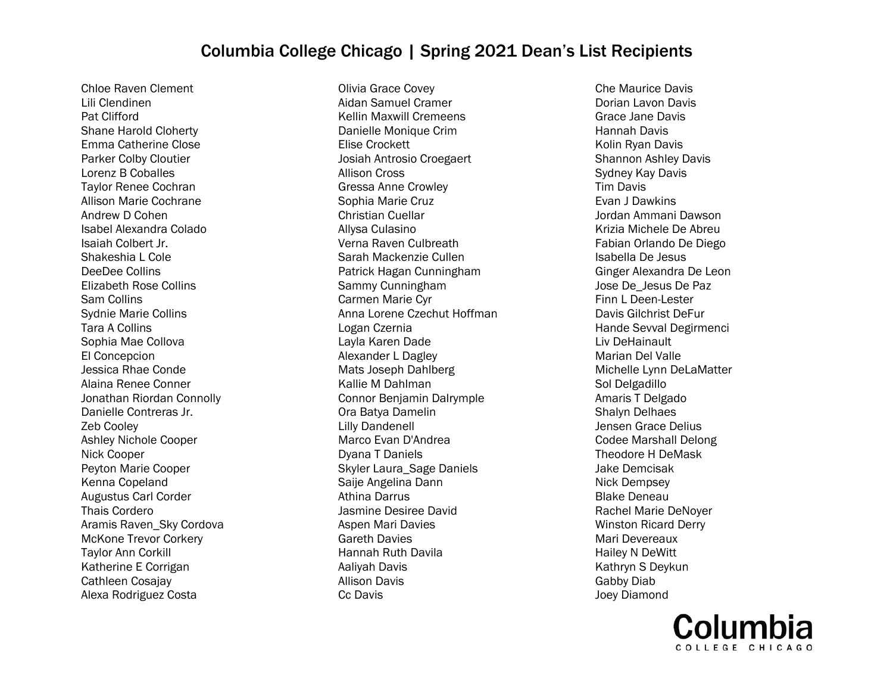# Columbia College Chicago | Spring 2021 Dean's List Recipients

Chloe Raven Clement
Lili Clendinen
Pat Clifford
Shane Harold Cloherty
Emma Catherine Close
Parker Colby Cloutier
Lorenz B Coballes
Taylor Renee Cochran
Allison Marie Cochrane
Andrew D Cohen
Isabel Alexandra Colado
Isaiah Colbert Jr.
Shakeshia L Cole
DeeDee Collins
Elizabeth Rose Collins
Sam Collins
Sydnie Marie Collins
Tara A Collins
Sophia Mae Collova
El Concepcion
Jessica Rhae Conde
Alaina Renee Conner
Jonathan Riordan Connolly
Danielle Contreras Jr.
Zeb Cooley
Ashley Nichole Cooper
Nick Cooper
Peyton Marie Cooper
Kenna Copeland
Augustus Carl Corder
Thais Cordero
Aramis Raven_Sky Cordova
McKone Trevor Corkery
Taylor Ann Corkill
Katherine E Corrigan
Cathleen Cosajay
Alexa Rodriguez Costa
Olivia Grace Covey
Aidan Samuel Cramer
Kellin Maxwill Cremeens
Danielle Monique Crim
Elise Crockett
Josiah Antrosio Croegaert
Allison Cross
Gressa Anne Crowley
Sophia Marie Cruz
Christian Cuellar
Allysa Culasino
Verna Raven Culbreath
Sarah Mackenzie Cullen
Patrick Hagan Cunningham
Sammy Cunningham
Carmen Marie Cyr
Anna Lorene Czechut Hoffman
Logan Czernia
Layla Karen Dade
Alexander L Dagley
Mats Joseph Dahlberg
Kallie M Dahlman
Connor Benjamin Dalrymple
Ora Batya Damelin
Lilly Dandenell
Marco Evan D'Andrea
Dyana T Daniels
Skyler Laura_Sage Daniels
Saije Angelina Dann
Athina Darrus
Jasmine Desiree David
Aspen Mari Davies
Gareth Davies
Hannah Ruth Davila
Aaliyah Davis
Allison Davis
Cc Davis
Che Maurice Davis
Dorian Lavon Davis
Grace Jane Davis
Hannah Davis
Kolin Ryan Davis
Shannon Ashley Davis
Sydney Kay Davis
Tim Davis
Evan J Dawkins
Jordan Ammani Dawson
Krizia Michele De Abreu
Fabian Orlando De Diego
Isabella De Jesus
Ginger Alexandra De Leon
Jose De_Jesus De Paz
Finn L Deen-Lester
Davis Gilchrist DeFur
Hande Sevval Degirmenci
Liv DeHainault
Marian Del Valle
Michelle Lynn DeLaMatter
Sol Delgadillo
Amaris T Delgado
Shalyn Delhaes
Jensen Grace Delius
Codee Marshall Delong
Theodore H DeMask
Jake Demcisak
Nick Dempsey
Blake Deneau
Rachel Marie DeNoyer
Winston Ricard Derry
Mari Devereaux
Hailey N DeWitt
Kathryn S Deykun
Gabby Diab
Joey Diamond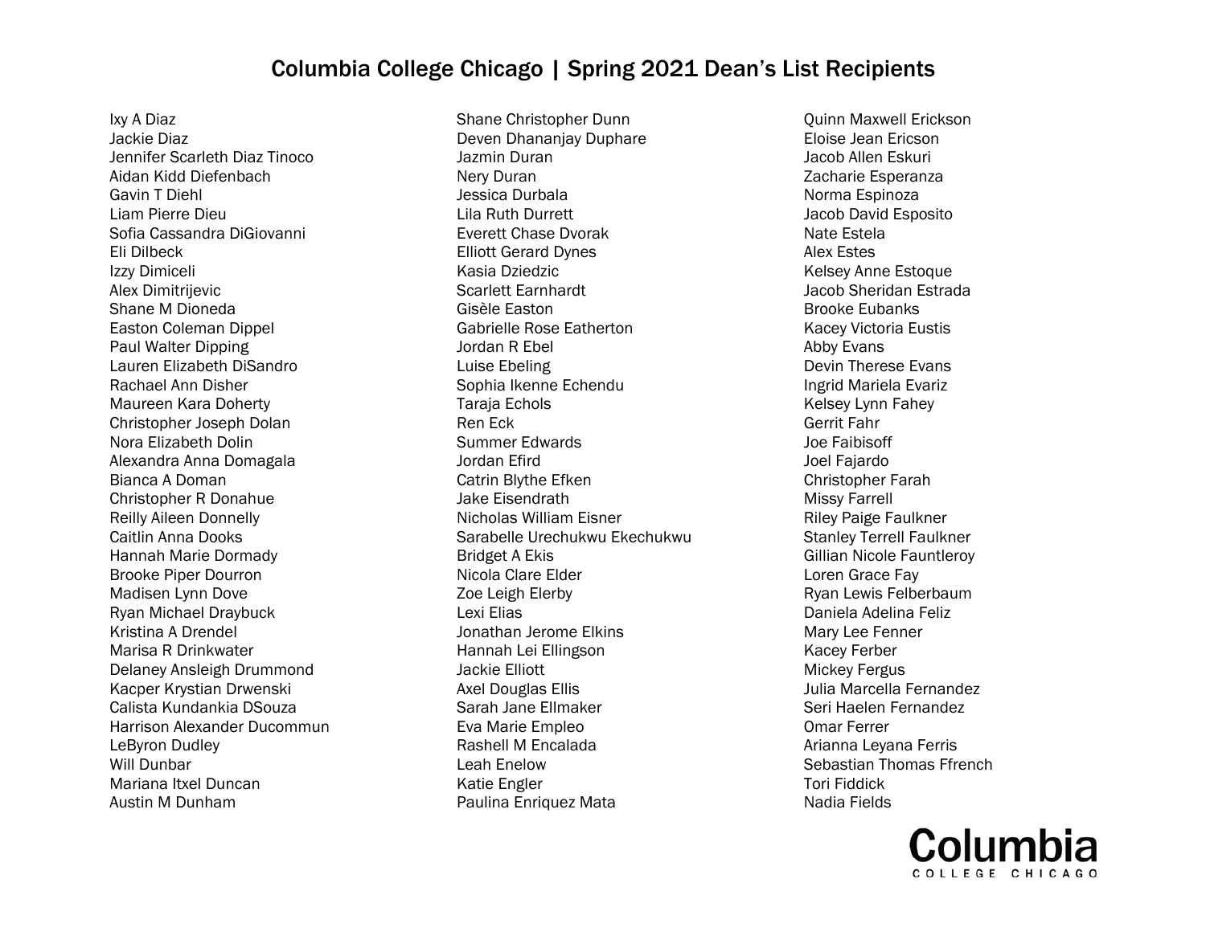# Columbia College Chicago | Spring 2021 Dean's List Recipients

Ixy A Diaz
Jackie Diaz
Jennifer Scarleth Diaz Tinoco
Aidan Kidd Diefenbach
Gavin T Diehl
Liam Pierre Dieu
Sofia Cassandra DiGiovanni
Eli Dilbeck
Izzy Dimiceli
Alex Dimitrijevic
Shane M Dioneda
Easton Coleman Dippel
Paul Walter Dipping
Lauren Elizabeth DiSandro
Rachael Ann Disher
Maureen Kara Doherty
Christopher Joseph Dolan
Nora Elizabeth Dolin
Alexandra Anna Domagala
Bianca A Doman
Christopher R Donahue
Reilly Aileen Donnelly
Caitlin Anna Dooks
Hannah Marie Dormady
Brooke Piper Dourron
Madisen Lynn Dove
Ryan Michael Draybuck
Kristina A Drendel
Marisa R Drinkwater
Delaney Ansleigh Drummond
Kacper Krystian Drwenski
Calista Kundankia DSouza
Harrison Alexander Ducommun
LeByron Dudley
Will Dunbar
Mariana Itxel Duncan
Austin M Dunham
Shane Christopher Dunn
Deven Dhananjay Duphare
Jazmin Duran
Nery Duran
Jessica Durbala
Lila Ruth Durrett
Everett Chase Dvorak
Elliott Gerard Dynes
Kasia Dziedzic
Scarlett Earnhardt
Gisèle Easton
Gabrielle Rose Eatherton
Jordan R Ebel
Luise Ebeling
Sophia Ikenne Echendu
Taraja Echols
Ren Eck
Summer Edwards
Jordan Efird
Catrin Blythe Efken
Jake Eisendrath
Nicholas William Eisner
Sarabelle Urechukwu Ekechukwu
Bridget A Ekis
Nicola Clare Elder
Zoe Leigh Elerby
Lexi Elias
Jonathan Jerome Elkins
Hannah Lei Ellingson
Jackie Elliott
Axel Douglas Ellis
Sarah Jane Ellmaker
Eva Marie Empleo
Rashell M Encalada
Leah Enelow
Katie Engler
Paulina Enriquez Mata
Quinn Maxwell Erickson
Eloise Jean Ericson
Jacob Allen Eskuri
Zacharie Esperanza
Norma Espinoza
Jacob David Esposito
Nate Estela
Alex Estes
Kelsey Anne Estoque
Jacob Sheridan Estrada
Brooke Eubanks
Kacey Victoria Eustis
Abby Evans
Devin Therese Evans
Ingrid Mariela Evariz
Kelsey Lynn Fahey
Gerrit Fahr
Joe Faibisoff
Joel Fajardo
Christopher Farah
Missy Farrell
Riley Paige Faulkner
Stanley Terrell Faulkner
Gillian Nicole Fauntleroy
Loren Grace Fay
Ryan Lewis Felberbaum
Daniela Adelina Feliz
Mary Lee Fenner
Kacey Ferber
Mickey Fergus
Julia Marcella Fernandez
Seri Haelen Fernandez
Omar Ferrer
Arianna Leyana Ferris
Sebastian Thomas Ffrench
Tori Fiddick
Nadia Fields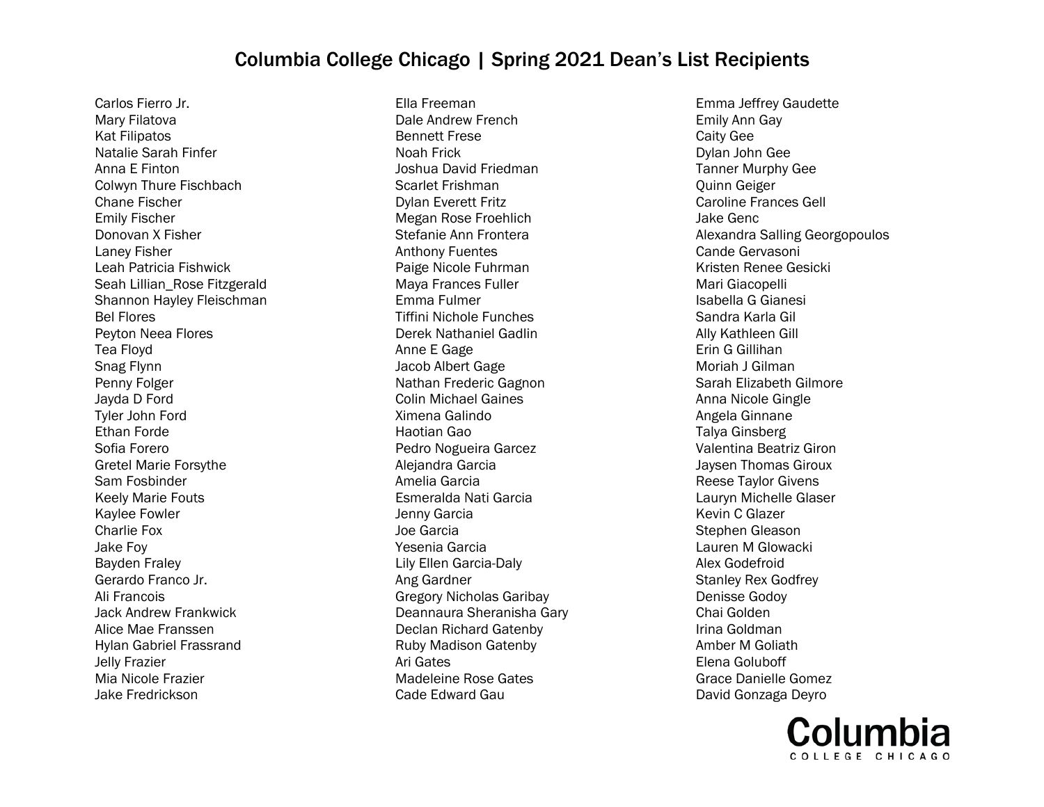# Columbia College Chicago | Spring 2021 Dean's List Recipients

Carlos Fierro Jr.
Mary Filatova
Kat Filipatos
Natalie Sarah Finfer
Anna E Finton
Colwyn Thure Fischbach
Chane Fischer
Emily Fischer
Donovan X Fisher
Laney Fisher
Leah Patricia Fishwick
Seah Lillian_Rose Fitzgerald
Shannon Hayley Fleischman
Bel Flores
Peyton Neea Flores
Tea Floyd
Snag Flynn
Penny Folger
Jayda D Ford
Tyler John Ford
Ethan Forde
Sofia Forero
Gretel Marie Forsythe
Sam Fosbinder
Keely Marie Fouts
Kaylee Fowler
Charlie Fox
Jake Foy
Bayden Fraley
Gerardo Franco Jr.
Ali Francois
Jack Andrew Frankwick
Alice Mae Franssen
Hylan Gabriel Frassrand
Jelly Frazier
Mia Nicole Frazier
Jake Fredrickson
Ella Freeman
Dale Andrew French
Bennett Frese
Noah Frick
Joshua David Friedman
Scarlet Frishman
Dylan Everett Fritz
Megan Rose Froehlich
Stefanie Ann Frontera
Anthony Fuentes
Paige Nicole Fuhrman
Maya Frances Fuller
Emma Fulmer
Tiffini Nichole Funches
Derek Nathaniel Gadlin
Anne E Gage
Jacob Albert Gage
Nathan Frederic Gagnon
Colin Michael Gaines
Ximena Galindo
Haotian Gao
Pedro Nogueira Garcez
Alejandra Garcia
Amelia Garcia
Esmeralda Nati Garcia
Jenny Garcia
Joe Garcia
Yesenia Garcia
Lily Ellen Garcia-Daly
Ang Gardner
Gregory Nicholas Garibay
Deannaura Sheranisha Gary
Declan Richard Gatenby
Ruby Madison Gatenby
Ari Gates
Madeleine Rose Gates
Cade Edward Gau
Emma Jeffrey Gaudette
Emily Ann Gay
Caity Gee
Dylan John Gee
Tanner Murphy Gee
Quinn Geiger
Caroline Frances Gell
Jake Genc
Alexandra Salling Georgopoulos
Cande Gervasoni
Kristen Renee Gesicki
Mari Giacopelli
Isabella G Gianesi
Sandra Karla Gil
Ally Kathleen Gill
Erin G Gillihan
Moriah J Gilman
Sarah Elizabeth Gilmore
Anna Nicole Gingle
Angela Ginnane
Talya Ginsberg
Valentina Beatriz Giron
Jaysen Thomas Giroux
Reese Taylor Givens
Lauryn Michelle Glaser
Kevin C Glazer
Stephen Gleason
Lauren M Glowacki
Alex Godefroid
Stanley Rex Godfrey
Denisse Godoy
Chai Golden
Irina Goldman
Amber M Goliath
Elena Goluboff
Grace Danielle Gomez
David Gonzaga Deyro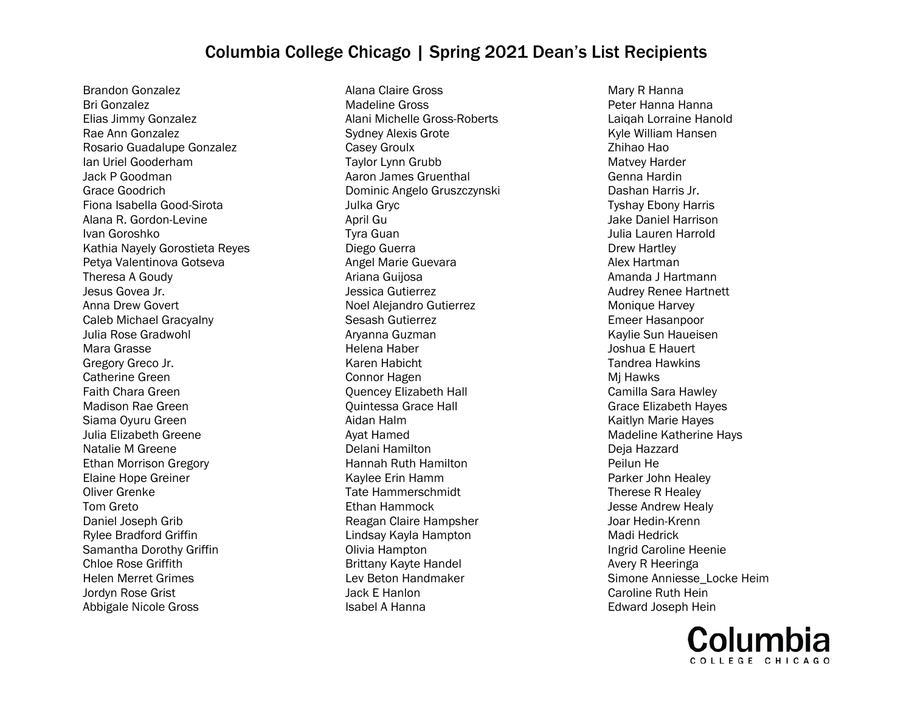# Columbia College Chicago | Spring 2021 Dean's List Recipients

Brandon Gonzalez
Bri Gonzalez
Elias Jimmy Gonzalez
Rae Ann Gonzalez
Rosario Guadalupe Gonzalez
Ian Uriel Gooderham
Jack P Goodman
Grace Goodrich
Fiona Isabella Good-Sirota
Alana R. Gordon-Levine
Ivan Goroshko
Kathia Nayely Gorostieta Reyes
Petya Valentinova Gotseva
Theresa A Goudy
Jesus Govea Jr.
Anna Drew Govert
Caleb Michael Gracyalny
Julia Rose Gradwohl
Mara Grasse
Gregory Greco Jr.
Catherine Green
Faith Chara Green
Madison Rae Green
Siama Oyuru Green
Julia Elizabeth Greene
Natalie M Greene
Ethan Morrison Gregory
Elaine Hope Greiner
Oliver Grenke
Tom Greto
Daniel Joseph Grib
Rylee Bradford Griffin
Samantha Dorothy Griffin
Chloe Rose Griffith
Helen Merret Grimes
Jordyn Rose Grist
Abbigale Nicole Gross
Alana Claire Gross
Madeline Gross
Alani Michelle Gross-Roberts
Sydney Alexis Grote
Casey Groulx
Taylor Lynn Grubb
Aaron James Gruenthal
Dominic Angelo Gruszczynski
Julka Gryc
April Gu
Tyra Guan
Diego Guerra
Angel Marie Guevara
Ariana Guijosa
Jessica Gutierrez
Noel Alejandro Gutierrez
Sesash Gutierrez
Aryanna Guzman
Helena Haber
Karen Habicht
Connor Hagen
Quencey Elizabeth Hall
Quintessa Grace Hall
Aidan Halm
Ayat Hamed
Delani Hamilton
Hannah Ruth Hamilton
Kaylee Erin Hamm
Tate Hammerschmidt
Ethan Hammock
Reagan Claire Hampsher
Lindsay Kayla Hampton
Olivia Hampton
Brittany Kayte Handel
Lev Beton Handmaker
Jack E Hanlon
Isabel A Hanna
Mary R Hanna
Peter Hanna Hanna
Laiqah Lorraine Hanold
Kyle William Hansen
Zhihao Hao
Matvey Harder
Genna Hardin
Dashan Harris Jr.
Tyshay Ebony Harris
Jake Daniel Harrison
Julia Lauren Harrold
Drew Hartley
Alex Hartman
Amanda J Hartmann
Audrey Renee Hartnett
Monique Harvey
Emeer Hasanpoor
Kaylie Sun Haueisen
Joshua E Hauert
Tandrea Hawkins
Mj Hawks
Camilla Sara Hawley
Grace Elizabeth Hayes
Kaitlyn Marie Hayes
Madeline Katherine Hays
Deja Hazzard
Peilun He
Parker John Healey
Therese R Healey
Jesse Andrew Healy
Joar Hedin-Krenn
Madi Hedrick
Ingrid Caroline Heenie
Avery R Heeringa
Simone Anniesse_Locke Heim
Caroline Ruth Hein
Edward Joseph Hein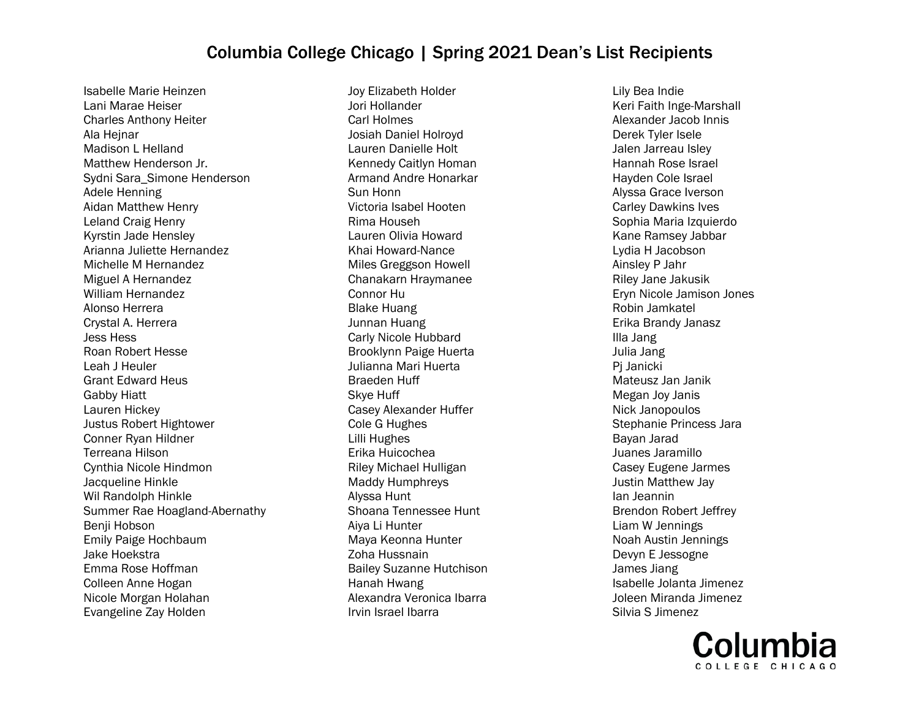# Columbia College Chicago | Spring 2021 Dean's List Recipients

Isabelle Marie Heinzen
Lani Marae Heiser
Charles Anthony Heiter
Ala Hejnar
Madison L Helland
Matthew Henderson Jr.
Sydni Sara_Simone Henderson
Adele Henning
Aidan Matthew Henry
Leland Craig Henry
Kyrstin Jade Hensley
Arianna Juliette Hernandez
Michelle M Hernandez
Miguel A Hernandez
William Hernandez
Alonso Herrera
Crystal A. Herrera
Jess Hess
Roan Robert Hesse
Leah J Heuler
Grant Edward Heus
Gabby Hiatt
Lauren Hickey
Justus Robert Hightower
Conner Ryan Hildner
Terreana Hilson
Cynthia Nicole Hindmon
Jacqueline Hinkle
Wil Randolph Hinkle
Summer Rae Hoagland-Abernathy
Benji Hobson
Emily Paige Hochbaum
Jake Hoekstra
Emma Rose Hoffman
Colleen Anne Hogan
Nicole Morgan Holahan
Evangeline Zay Holden
Joy Elizabeth Holder
Jori Hollander
Carl Holmes
Josiah Daniel Holroyd
Lauren Danielle Holt
Kennedy Caitlyn Homan
Armand Andre Honarkar
Sun Honn
Victoria Isabel Hooten
Rima Househ
Lauren Olivia Howard
Khai Howard-Nance
Miles Greggson Howell
Chanakarn Hraymanee
Connor Hu
Blake Huang
Junnan Huang
Carly Nicole Hubbard
Brooklynn Paige Huerta
Julianna Mari Huerta
Braeden Huff
Skye Huff
Casey Alexander Huffer
Cole G Hughes
Lilli Hughes
Erika Huicochea
Riley Michael Hulligan
Maddy Humphreys
Alyssa Hunt
Shoana Tennessee Hunt
Aiya Li Hunter
Maya Keonna Hunter
Zoha Hussnain
Bailey Suzanne Hutchison
Hanah Hwang
Alexandra Veronica Ibarra
Irvin Israel Ibarra
Lily Bea Indie
Keri Faith Inge-Marshall
Alexander Jacob Innis
Derek Tyler Isele
Jalen Jarreau Isley
Hannah Rose Israel
Hayden Cole Israel
Alyssa Grace Iverson
Carley Dawkins Ives
Sophia Maria Izquierdo
Kane Ramsey Jabbar
Lydia H Jacobson
Ainsley P Jahr
Riley Jane Jakusik
Eryn Nicole Jamison Jones
Robin Jamkatel
Erika Brandy Janasz
Illa Jang
Julia Jang
Pj Janicki
Mateusz Jan Janik
Megan Joy Janis
Nick Janopoulos
Stephanie Princess Jara
Bayan Jarad
Juanes Jaramillo
Casey Eugene Jarmes
Justin Matthew Jay
Ian Jeannin
Brendon Robert Jeffrey
Liam W Jennings
Noah Austin Jennings
Devyn E Jessogne
James Jiang
Isabelle Jolanta Jimenez
Joleen Miranda Jimenez
Silvia S Jimenez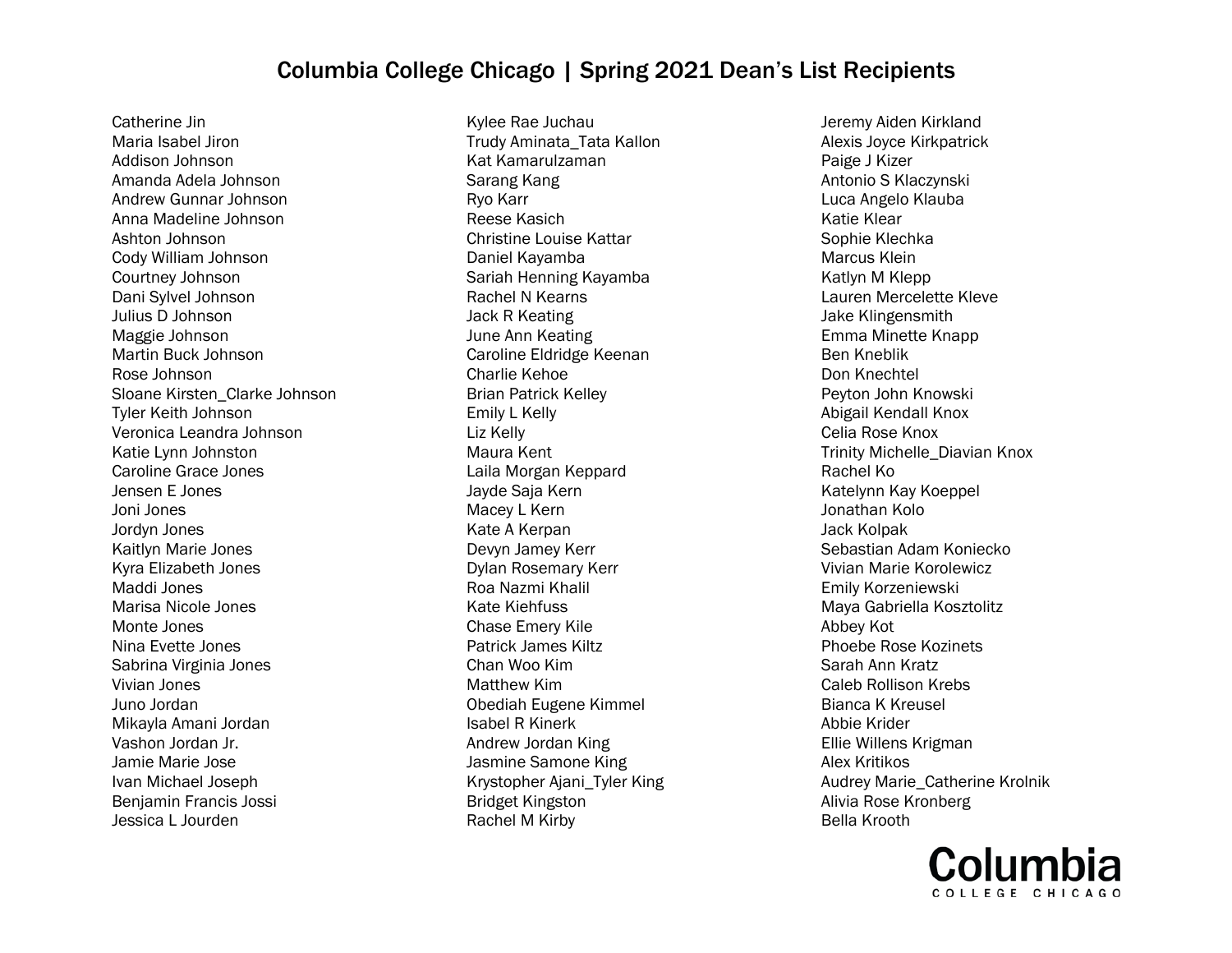# Columbia College Chicago | Spring 2021 Dean's List Recipients

Catherine Jin
Maria Isabel Jiron
Addison Johnson
Amanda Adela Johnson
Andrew Gunnar Johnson
Anna Madeline Johnson
Ashton Johnson
Cody William Johnson
Courtney Johnson
Dani Sylvel Johnson
Julius D Johnson
Maggie Johnson
Martin Buck Johnson
Rose Johnson
Sloane Kirsten_Clarke Johnson
Tyler Keith Johnson
Veronica Leandra Johnson
Katie Lynn Johnston
Caroline Grace Jones
Jensen E Jones
Joni Jones
Jordyn Jones
Kaitlyn Marie Jones
Kyra Elizabeth Jones
Maddi Jones
Marisa Nicole Jones
Monte Jones
Nina Evette Jones
Sabrina Virginia Jones
Vivian Jones
Juno Jordan
Mikayla Amani Jordan
Vashon Jordan Jr.
Jamie Marie Jose
Ivan Michael Joseph
Benjamin Francis Jossi
Jessica L Jourden
Kylee Rae Juchau
Trudy Aminata_Tata Kallon
Kat Kamarulzaman
Sarang Kang
Ryo Karr
Reese Kasich
Christine Louise Kattar
Daniel Kayamba
Sariah Henning Kayamba
Rachel N Kearns
Jack R Keating
June Ann Keating
Caroline Eldridge Keenan
Charlie Kehoe
Brian Patrick Kelley
Emily L Kelly
Liz Kelly
Maura Kent
Laila Morgan Keppard
Jayde Saja Kern
Macey L Kern
Kate A Kerpan
Devyn Jamey Kerr
Dylan Rosemary Kerr
Roa Nazmi Khalil
Kate Kiehfuss
Chase Emery Kile
Patrick James Kiltz
Chan Woo Kim
Matthew Kim
Obediah Eugene Kimmel
Isabel R Kinerk
Andrew Jordan King
Jasmine Samone King
Krystopher Ajani_Tyler King
Bridget Kingston
Rachel M Kirby
Jeremy Aiden Kirkland
Alexis Joyce Kirkpatrick
Paige J Kizer
Antonio S Klaczynski
Luca Angelo Klauba
Katie Klear
Sophie Klechka
Marcus Klein
Katlyn M Klepp
Lauren Mercelette Kleve
Jake Klingensmith
Emma Minette Knapp
Ben Kneblik
Don Knechtel
Peyton John Knowski
Abigail Kendall Knox
Celia Rose Knox
Trinity Michelle_Diavian Knox
Rachel Ko
Katelynn Kay Koeppel
Jonathan Kolo
Jack Kolpak
Sebastian Adam Koniecko
Vivian Marie Korolewicz
Emily Korzeniewski
Maya Gabriella Kosztolitz
Abbey Kot
Phoebe Rose Kozinets
Sarah Ann Kratz
Caleb Rollison Krebs
Bianca K Kreusel
Abbie Krider
Ellie Willens Krigman
Alex Kritikos
Audrey Marie_Catherine Krolnik
Alivia Rose Kronberg
Bella Krooth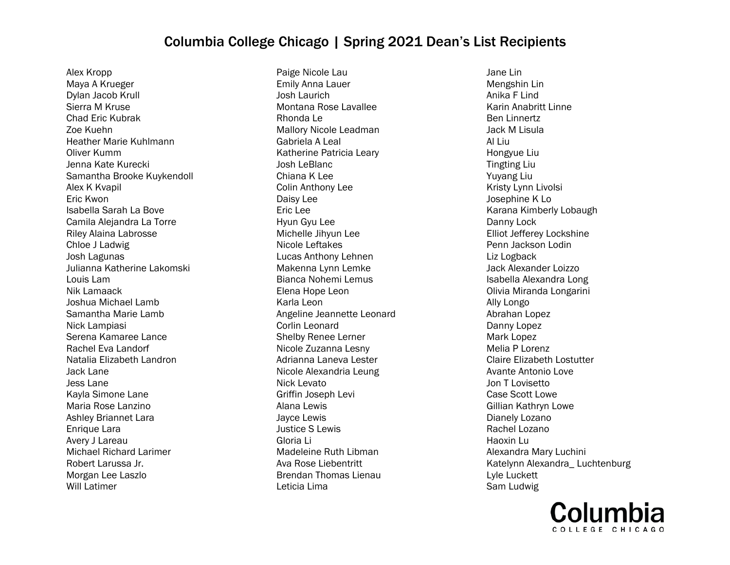# Columbia College Chicago | Spring 2021 Dean's List Recipients

Alex Kropp
Maya A Krueger
Dylan Jacob Krull
Sierra M Kruse
Chad Eric Kubrak
Zoe Kuehn
Heather Marie Kuhlmann
Oliver Kumm
Jenna Kate Kurecki
Samantha Brooke Kuykendoll
Alex K Kvapil
Eric Kwon
Isabella Sarah La Bove
Camila Alejandra La Torre
Riley Alaina Labrosse
Chloe J Ladwig
Josh Lagunas
Julianna Katherine Lakomski
Louis Lam
Nik Lamaack
Joshua Michael Lamb
Samantha Marie Lamb
Nick Lampiasi
Serena Kamaree Lance
Rachel Eva Landorf
Natalia Elizabeth Landron
Jack Lane
Jess Lane
Kayla Simone Lane
Maria Rose Lanzino
Ashley Briannet Lara
Enrique Lara
Avery J Lareau
Michael Richard Larimer
Robert Larussa Jr.
Morgan Lee Laszlo
Will Latimer
Paige Nicole Lau
Emily Anna Lauer
Josh Laurich
Montana Rose Lavallee
Rhonda Le
Mallory Nicole Leadman
Gabriela A Leal
Katherine Patricia Leary
Josh LeBlanc
Chiana K Lee
Colin Anthony Lee
Daisy Lee
Eric Lee
Hyun Gyu Lee
Michelle Jihyun Lee
Nicole Leftakes
Lucas Anthony Lehnen
Makenna Lynn Lemke
Bianca Nohemi Lemus
Elena Hope Leon
Karla Leon
Angeline Jeannette Leonard
Corlin Leonard
Shelby Renee Lerner
Nicole Zuzanna Lesny
Adrianna Laneva Lester
Nicole Alexandria Leung
Nick Levato
Griffin Joseph Levi
Alana Lewis
Jayce Lewis
Justice S Lewis
Gloria Li
Madeleine Ruth Libman
Ava Rose Liebentritt
Brendan Thomas Lienau
Leticia Lima
Jane Lin
Mengshin Lin
Anika F Lind
Karin Anabritt Linne
Ben Linnertz
Jack M Lisula
Al Liu
Hongyue Liu
Tingting Liu
Yuyang Liu
Kristy Lynn Livolsi
Josephine K Lo
Karana Kimberly Lobaugh
Danny Lock
Elliot Jefferey Lockshine
Penn Jackson Lodin
Liz Logback
Jack Alexander Loizzo
Isabella Alexandra Long
Olivia Miranda Longarini
Ally Longo
Abrahan Lopez
Danny Lopez
Mark Lopez
Melia P Lorenz
Claire Elizabeth Lostutter
Avante Antonio Love
Jon T Lovisetto
Case Scott Lowe
Gillian Kathryn Lowe
Dianely Lozano
Rachel Lozano
Haoxin Lu
Alexandra Mary Luchini
Katelynn Alexandra_ Luchtenburg
Lyle Luckett
Sam Ludwig

Columbia
COLLEGE CHICAGO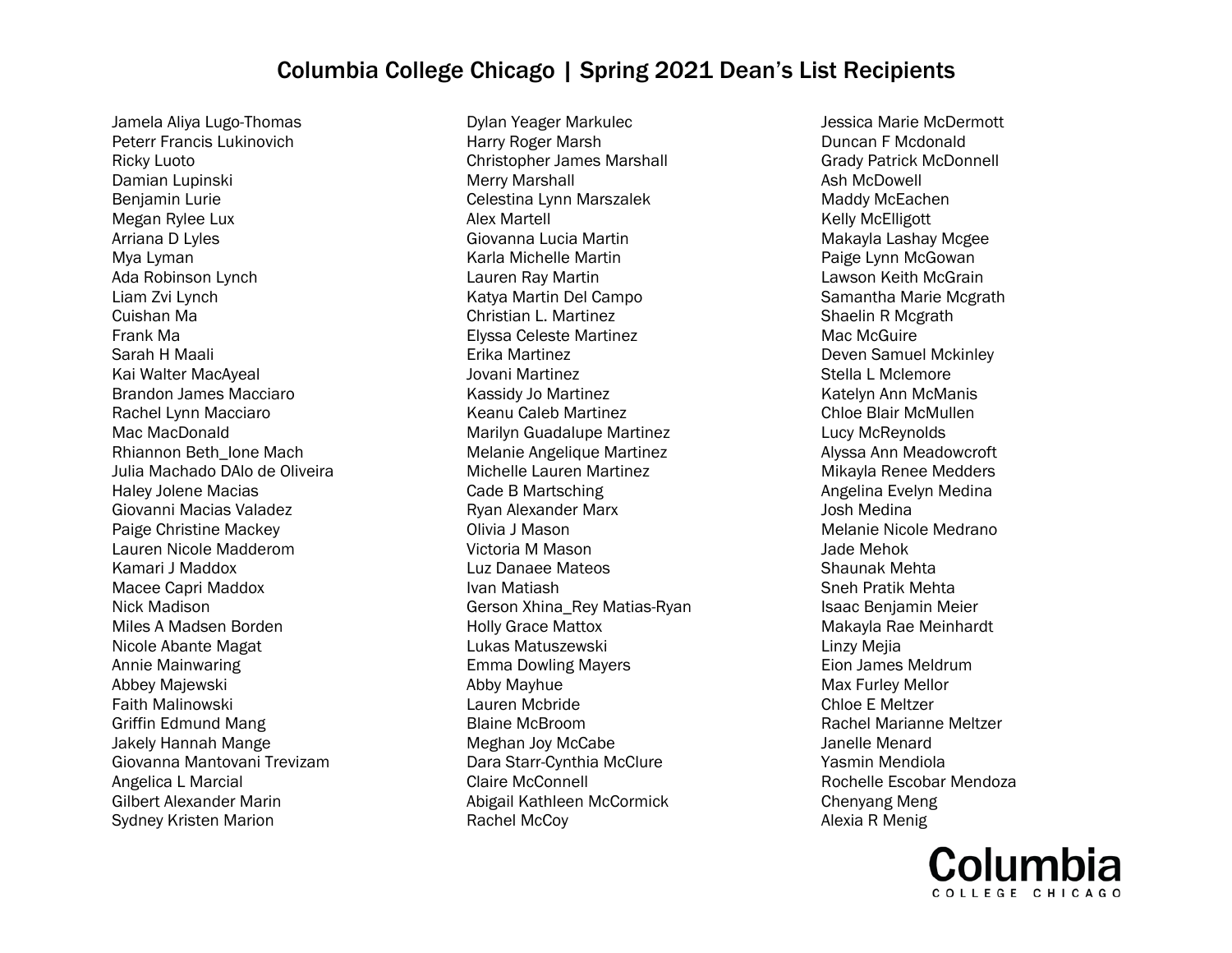# Columbia College Chicago | Spring 2021 Dean's List Recipients

Jamela Aliya Lugo-Thomas
Peterr Francis Lukinovich
Ricky Luoto
Damian Lupinski
Benjamin Lurie
Megan Rylee Lux
Arriana D Lyles
Mya Lyman
Ada Robinson Lynch
Liam Zvi Lynch
Cuishan Ma
Frank Ma
Sarah H Maali
Kai Walter MacAyeal
Brandon James Macciaro
Rachel Lynn Macciaro
Mac MacDonald
Rhiannon Beth_Ione Mach
Julia Machado DAlo de Oliveira
Haley Jolene Macias
Giovanni Macias Valadez
Paige Christine Mackey
Lauren Nicole Madderom
Kamari J Maddox
Macee Capri Maddox
Nick Madison
Miles A Madsen Borden
Nicole Abante Magat
Annie Mainwaring
Abbey Majewski
Faith Malinowski
Griffin Edmund Mang
Jakely Hannah Mange
Giovanna Mantovani Trevizam
Angelica L Marcial
Gilbert Alexander Marin
Sydney Kristen Marion
Dylan Yeager Markulec
Harry Roger Marsh
Christopher James Marshall
Merry Marshall
Celestina Lynn Marszalek
Alex Martell
Giovanna Lucia Martin
Karla Michelle Martin
Lauren Ray Martin
Katya Martin Del Campo
Christian L. Martinez
Elyssa Celeste Martinez
Erika Martinez
Jovani Martinez
Kassidy Jo Martinez
Keanu Caleb Martinez
Marilyn Guadalupe Martinez
Melanie Angelique Martinez
Michelle Lauren Martinez
Cade B Martsching
Ryan Alexander Marx
Olivia J Mason
Victoria M Mason
Luz Danaee Mateos
Ivan Matiash
Gerson Xhina_Rey Matias-Ryan
Holly Grace Mattox
Lukas Matuszewski
Emma Dowling Mayers
Abby Mayhue
Lauren Mcbride
Blaine McBroom
Meghan Joy McCabe
Dara Starr-Cynthia McClure
Claire McConnell
Abigail Kathleen McCormick
Rachel McCoy
Jessica Marie McDermott
Duncan F Mcdonald
Grady Patrick McDonnell
Ash McDowell
Maddy McEachen
Kelly McElligott
Makayla Lashay Mcgee
Paige Lynn McGowan
Lawson Keith McGrain
Samantha Marie Mcgrath
Shaelin R Mcgrath
Mac McGuire
Deven Samuel Mckinley
Stella L Mclemore
Katelyn Ann McManis
Chloe Blair McMullen
Lucy McReynolds
Alyssa Ann Meadowcroft
Mikayla Renee Medders
Angelina Evelyn Medina
Josh Medina
Melanie Nicole Medrano
Jade Mehok
Shaunak Mehta
Sneh Pratik Mehta
Isaac Benjamin Meier
Makayla Rae Meinhardt
Linzy Mejia
Eion James Meldrum
Max Furley Mellor
Chloe E Meltzer
Rachel Marianne Meltzer
Janelle Menard
Yasmin Mendiola
Rochelle Escobar Mendoza
Chenyang Meng
Alexia R Menig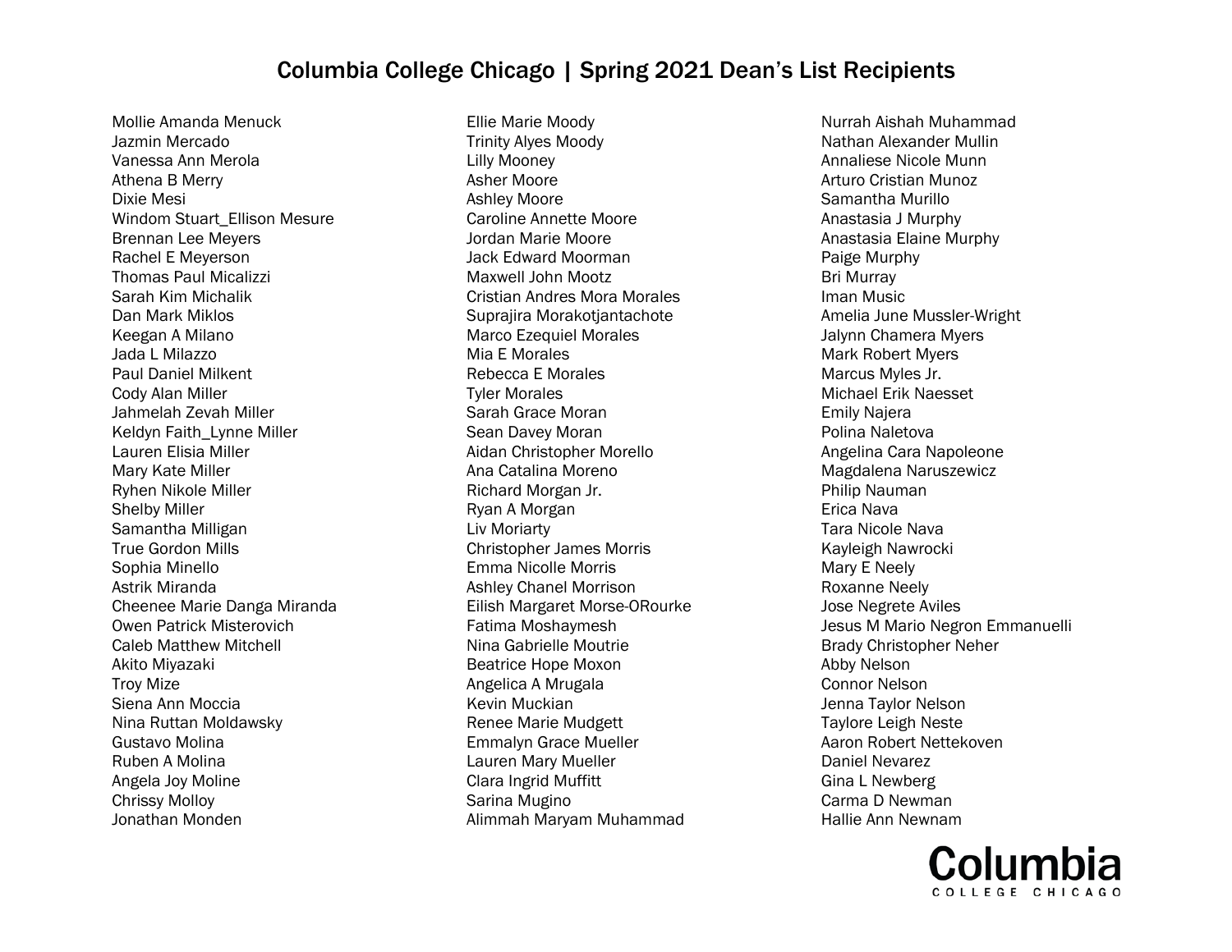# Columbia College Chicago | Spring 2021 Dean's List Recipients

Mollie Amanda Menuck
Jazmin Mercado
Vanessa Ann Merola
Athena B Merry
Dixie Mesi
Windom Stuart_Ellison Mesure
Brennan Lee Meyers
Rachel E Meyerson
Thomas Paul Micalizzi
Sarah Kim Michalik
Dan Mark Miklos
Keegan A Milano
Jada L Milazzo
Paul Daniel Milkent
Cody Alan Miller
Jahmelah Zevah Miller
Keldyn Faith_Lynne Miller
Lauren Elisia Miller
Mary Kate Miller
Ryhen Nikole Miller
Shelby Miller
Samantha Milligan
True Gordon Mills
Sophia Minello
Astrik Miranda
Cheenee Marie Danga Miranda
Owen Patrick Misterovich
Caleb Matthew Mitchell
Akito Miyazaki
Troy Mize
Siena Ann Moccia
Nina Ruttan Moldawsky
Gustavo Molina
Ruben A Molina
Angela Joy Moline
Chrissy Molloy
Jonathan Monden
Ellie Marie Moody
Trinity Alyes Moody
Lilly Mooney
Asher Moore
Ashley Moore
Caroline Annette Moore
Jordan Marie Moore
Jack Edward Moorman
Maxwell John Mootz
Cristian Andres Mora Morales
Suprajira Morakotjantachote
Marco Ezequiel Morales
Mia E Morales
Rebecca E Morales
Tyler Morales
Sarah Grace Moran
Sean Davey Moran
Aidan Christopher Morello
Ana Catalina Moreno
Richard Morgan Jr.
Ryan A Morgan
Liv Moriarty
Christopher James Morris
Emma Nicolle Morris
Ashley Chanel Morrison
Eilish Margaret Morse-ORourke
Fatima Moshaymesh
Nina Gabrielle Moutrie
Beatrice Hope Moxon
Angelica A Mrugala
Kevin Muckian
Renee Marie Mudgett
Emmalyn Grace Mueller
Lauren Mary Mueller
Clara Ingrid Muffitt
Sarina Mugino
Alimmah Maryam Muhammad
Nurrah Aishah Muhammad
Nathan Alexander Mullin
Annaliese Nicole Munn
Arturo Cristian Munoz
Samantha Murillo
Anastasia J Murphy
Anastasia Elaine Murphy
Paige Murphy
Bri Murray
Iman Music
Amelia June Mussler-Wright
Jalynn Chamera Myers
Mark Robert Myers
Marcus Myles Jr.
Michael Erik Naesset
Emily Najera
Polina Naletova
Angelina Cara Napoleone
Magdalena Naruszewicz
Philip Nauman
Erica Nava
Tara Nicole Nava
Kayleigh Nawrocki
Mary E Neely
Roxanne Neely
Jose Negrete Aviles
Jesus M Mario Negron Emmanuelli
Brady Christopher Neher
Abby Nelson
Connor Nelson
Jenna Taylor Nelson
Taylore Leigh Neste
Aaron Robert Nettekoven
Daniel Nevarez
Gina L Newberg
Carma D Newman
Hallie Ann Newnam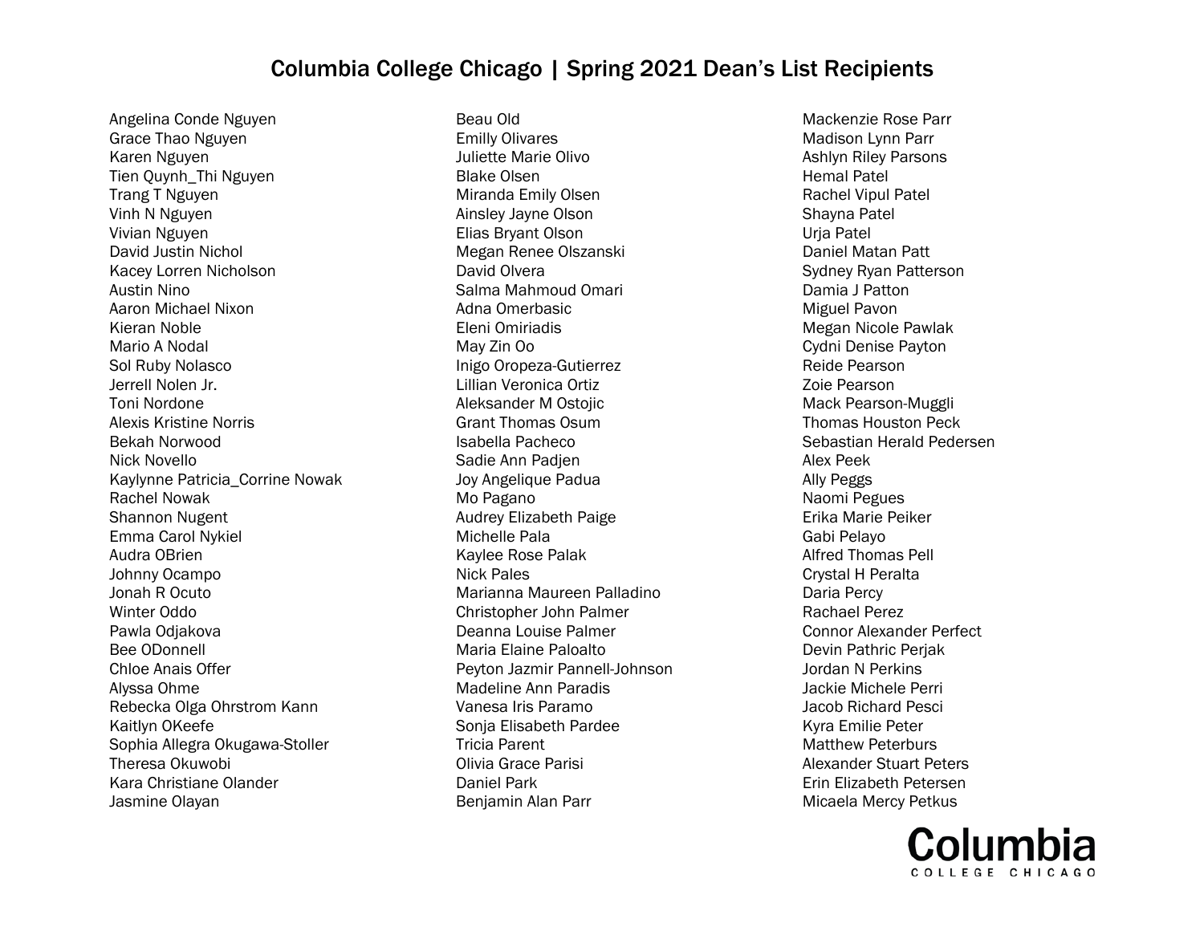# Columbia College Chicago | Spring 2021 Dean's List Recipients

Angelina Conde Nguyen
Grace Thao Nguyen
Karen Nguyen
Tien Quynh_Thi Nguyen
Trang T Nguyen
Vinh N Nguyen
Vivian Nguyen
David Justin Nichol
Kacey Lorren Nicholson
Austin Nino
Aaron Michael Nixon
Kieran Noble
Mario A Nodal
Sol Ruby Nolasco
Jerrell Nolen Jr.
Toni Nordone
Alexis Kristine Norris
Bekah Norwood
Nick Novello
Kaylynne Patricia_Corrine Nowak
Rachel Nowak
Shannon Nugent
Emma Carol Nykiel
Audra OBrien
Johnny Ocampo
Jonah R Ocuto
Winter Oddo
Pawla Odjakova
Bee ODonnell
Chloe Anais Offer
Alyssa Ohme
Rebecka Olga Ohrstrom Kann
Kaitlyn OKeefe
Sophia Allegra Okugawa-Stoller
Theresa Okuwobi
Kara Christiane Olander
Jasmine Olayan
Beau Old
Emilly Olivares
Juliette Marie Olivo
Blake Olsen
Miranda Emily Olsen
Ainsley Jayne Olson
Elias Bryant Olson
Megan Renee Olszanski
David Olvera
Salma Mahmoud Omari
Adna Omerbasic
Eleni Omiriadis
May Zin Oo
Inigo Oropeza-Gutierrez
Lillian Veronica Ortiz
Aleksander M Ostojic
Grant Thomas Osum
Isabella Pacheco
Sadie Ann Padjen
Joy Angelique Padua
Mo Pagano
Audrey Elizabeth Paige
Michelle Pala
Kaylee Rose Palak
Nick Pales
Marianna Maureen Palladino
Christopher John Palmer
Deanna Louise Palmer
Maria Elaine Paloalto
Peyton Jazmir Pannell-Johnson
Madeline Ann Paradis
Vanesa Iris Paramo
Sonja Elisabeth Pardee
Tricia Parent
Olivia Grace Parisi
Daniel Park
Benjamin Alan Parr
Mackenzie Rose Parr
Madison Lynn Parr
Ashlyn Riley Parsons
Hemal Patel
Rachel Vipul Patel
Shayna Patel
Urja Patel
Daniel Matan Patt
Sydney Ryan Patterson
Damia J Patton
Miguel Pavon
Megan Nicole Pawlak
Cydni Denise Payton
Reide Pearson
Zoie Pearson
Mack Pearson-Muggli
Thomas Houston Peck
Sebastian Herald Pedersen
Alex Peek
Ally Peggs
Naomi Pegues
Erika Marie Peiker
Gabi Pelayo
Alfred Thomas Pell
Crystal H Peralta
Daria Percy
Rachael Perez
Connor Alexander Perfect
Devin Pathric Perjak
Jordan N Perkins
Jackie Michele Perri
Jacob Richard Pesci
Kyra Emilie Peter
Matthew Peterburs
Alexander Stuart Peters
Erin Elizabeth Petersen
Micaela Mercy Petkus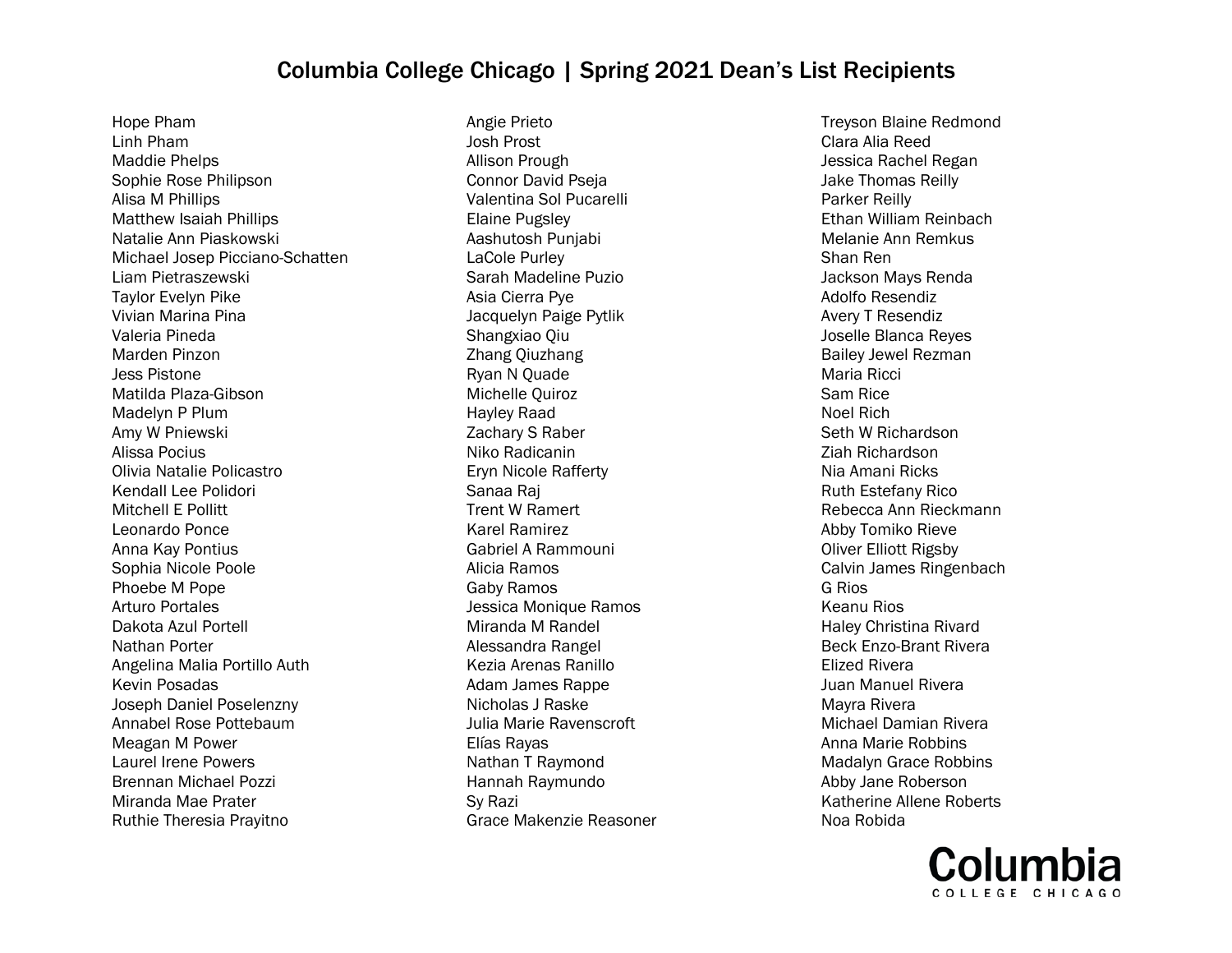# Columbia College Chicago | Spring 2021 Dean's List Recipients

Hope Pham
Linh Pham
Maddie Phelps
Sophie Rose Philipson
Alisa M Phillips
Matthew Isaiah Phillips
Natalie Ann Piaskowski
Michael Josep Picciano-Schatten
Liam Pietraszewski
Taylor Evelyn Pike
Vivian Marina Pina
Valeria Pineda
Marden Pinzon
Jess Pistone
Matilda Plaza-Gibson
Madelyn P Plum
Amy W Pniewski
Alissa Pocius
Olivia Natalie Policastro
Kendall Lee Polidori
Mitchell E Pollitt
Leonardo Ponce
Anna Kay Pontius
Sophia Nicole Poole
Phoebe M Pope
Arturo Portales
Dakota Azul Portell
Nathan Porter
Angelina Malia Portillo Auth
Kevin Posadas
Joseph Daniel Poselenzny
Annabel Rose Pottebaum
Meagan M Power
Laurel Irene Powers
Brennan Michael Pozzi
Miranda Mae Prater
Ruthie Theresia Prayitno
Angie Prieto
Josh Prost
Allison Prough
Connor David Pseja
Valentina Sol Pucarelli
Elaine Pugsley
Aashutosh Punjabi
LaCole Purley
Sarah Madeline Puzio
Asia Cierra Pye
Jacquelyn Paige Pytlik
Shangxiao Qiu
Zhang Qiuzhang
Ryan N Quade
Michelle Quiroz
Hayley Raad
Zachary S Raber
Niko Radicanin
Eryn Nicole Rafferty
Sanaa Raj
Trent W Ramert
Karel Ramirez
Gabriel A Rammouni
Alicia Ramos
Gaby Ramos
Jessica Monique Ramos
Miranda M Randel
Alessandra Rangel
Kezia Arenas Ranillo
Adam James Rappe
Nicholas J Raske
Julia Marie Ravenscroft
Elías Rayas
Nathan T Raymond
Hannah Raymundo
Sy Razi
Grace Makenzie Reasoner
Treyson Blaine Redmond
Clara Alia Reed
Jessica Rachel Regan
Jake Thomas Reilly
Parker Reilly
Ethan William Reinbach
Melanie Ann Remkus
Shan Ren
Jackson Mays Renda
Adolfo Resendiz
Avery T Resendiz
Joselle Blanca Reyes
Bailey Jewel Rezman
Maria Ricci
Sam Rice
Noel Rich
Seth W Richardson
Ziah Richardson
Nia Amani Ricks
Ruth Estefany Rico
Rebecca Ann Rieckmann
Abby Tomiko Rieve
Oliver Elliott Rigsby
Calvin James Ringenbach
G Rios
Keanu Rios
Haley Christina Rivard
Beck Enzo-Brant Rivera
Elized Rivera
Juan Manuel Rivera
Mayra Rivera
Michael Damian Rivera
Anna Marie Robbins
Madalyn Grace Robbins
Abby Jane Roberson
Katherine Allene Roberts
Noa Robida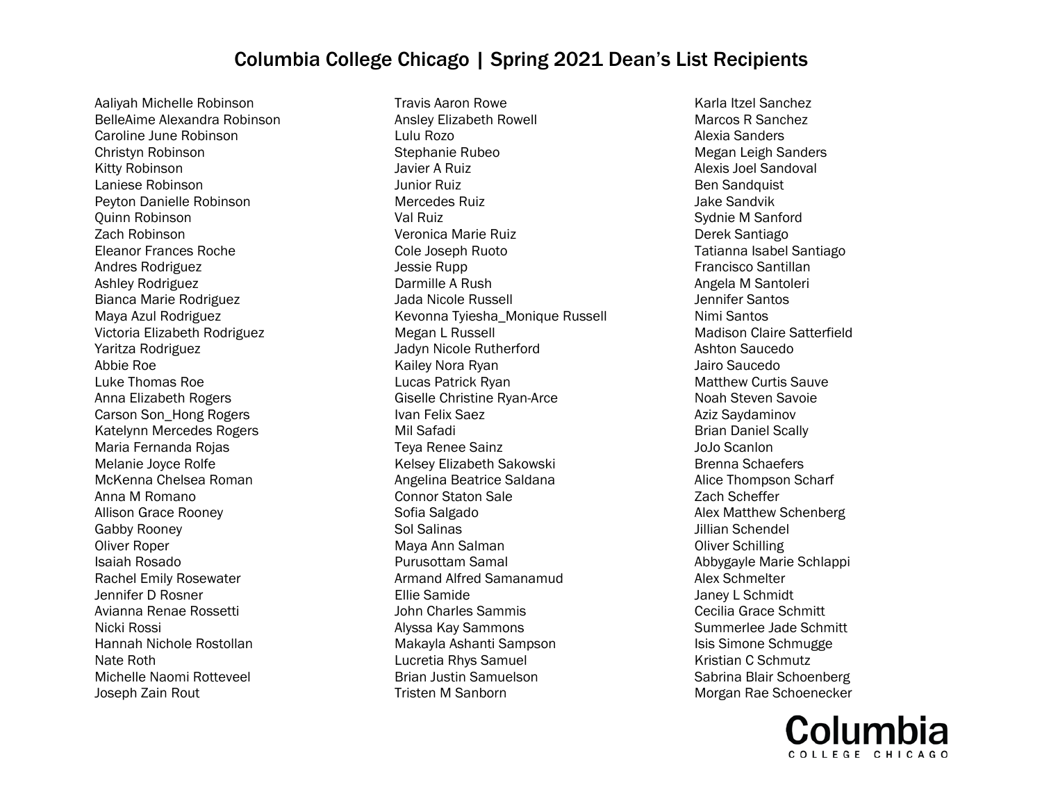# Columbia College Chicago | Spring 2021 Dean's List Recipients

Aaliyah Michelle Robinson
BelleAime Alexandra Robinson
Caroline June Robinson
Christyn Robinson
Kitty Robinson
Laniese Robinson
Peyton Danielle Robinson
Quinn Robinson
Zach Robinson
Eleanor Frances Roche
Andres Rodriguez
Ashley Rodriguez
Bianca Marie Rodriguez
Maya Azul Rodriguez
Victoria Elizabeth Rodriguez
Yaritza Rodriguez
Abbie Roe
Luke Thomas Roe
Anna Elizabeth Rogers
Carson Son_Hong Rogers
Katelynn Mercedes Rogers
Maria Fernanda Rojas
Melanie Joyce Rolfe
McKenna Chelsea Roman
Anna M Romano
Allison Grace Rooney
Gabby Rooney
Oliver Roper
Isaiah Rosado
Rachel Emily Rosewater
Jennifer D Rosner
Avianna Renae Rossetti
Nicki Rossi
Hannah Nichole Rostollan
Nate Roth
Michelle Naomi Rotteveel
Joseph Zain Rout
Travis Aaron Rowe
Ansley Elizabeth Rowell
Lulu Rozo
Stephanie Rubeo
Javier A Ruiz
Junior Ruiz
Mercedes Ruiz
Val Ruiz
Veronica Marie Ruiz
Cole Joseph Ruoto
Jessie Rupp
Darmille A Rush
Jada Nicole Russell
Kevonna Tyiesha_Monique Russell
Megan L Russell
Jadyn Nicole Rutherford
Kailey Nora Ryan
Lucas Patrick Ryan
Giselle Christine Ryan-Arce
Ivan Felix Saez
Mil Safadi
Teya Renee Sainz
Kelsey Elizabeth Sakowski
Angelina Beatrice Saldana
Connor Staton Sale
Sofia Salgado
Sol Salinas
Maya Ann Salman
Purusottam Samal
Armand Alfred Samanamud
Ellie Samide
John Charles Sammis
Alyssa Kay Sammons
Makayla Ashanti Sampson
Lucretia Rhys Samuel
Brian Justin Samuelson
Tristen M Sanborn
Karla Itzel Sanchez
Marcos R Sanchez
Alexia Sanders
Megan Leigh Sanders
Alexis Joel Sandoval
Ben Sandquist
Jake Sandvik
Sydnie M Sanford
Derek Santiago
Tatianna Isabel Santiago
Francisco Santillan
Angela M Santoleri
Jennifer Santos
Nimi Santos
Madison Claire Satterfield
Ashton Saucedo
Jairo Saucedo
Matthew Curtis Sauve
Noah Steven Savoie
Aziz Saydaminov
Brian Daniel Scally
JoJo Scanlon
Brenna Schaefers
Alice Thompson Scharf
Zach Scheffer
Alex Matthew Schenberg
Jillian Schendel
Oliver Schilling
Abbygayle Marie Schlappi
Alex Schmelter
Janey L Schmidt
Cecilia Grace Schmitt
Summerlee Jade Schmitt
Isis Simone Schmugge
Kristian C Schmutz
Sabrina Blair Schoenberg
Morgan Rae Schoenecker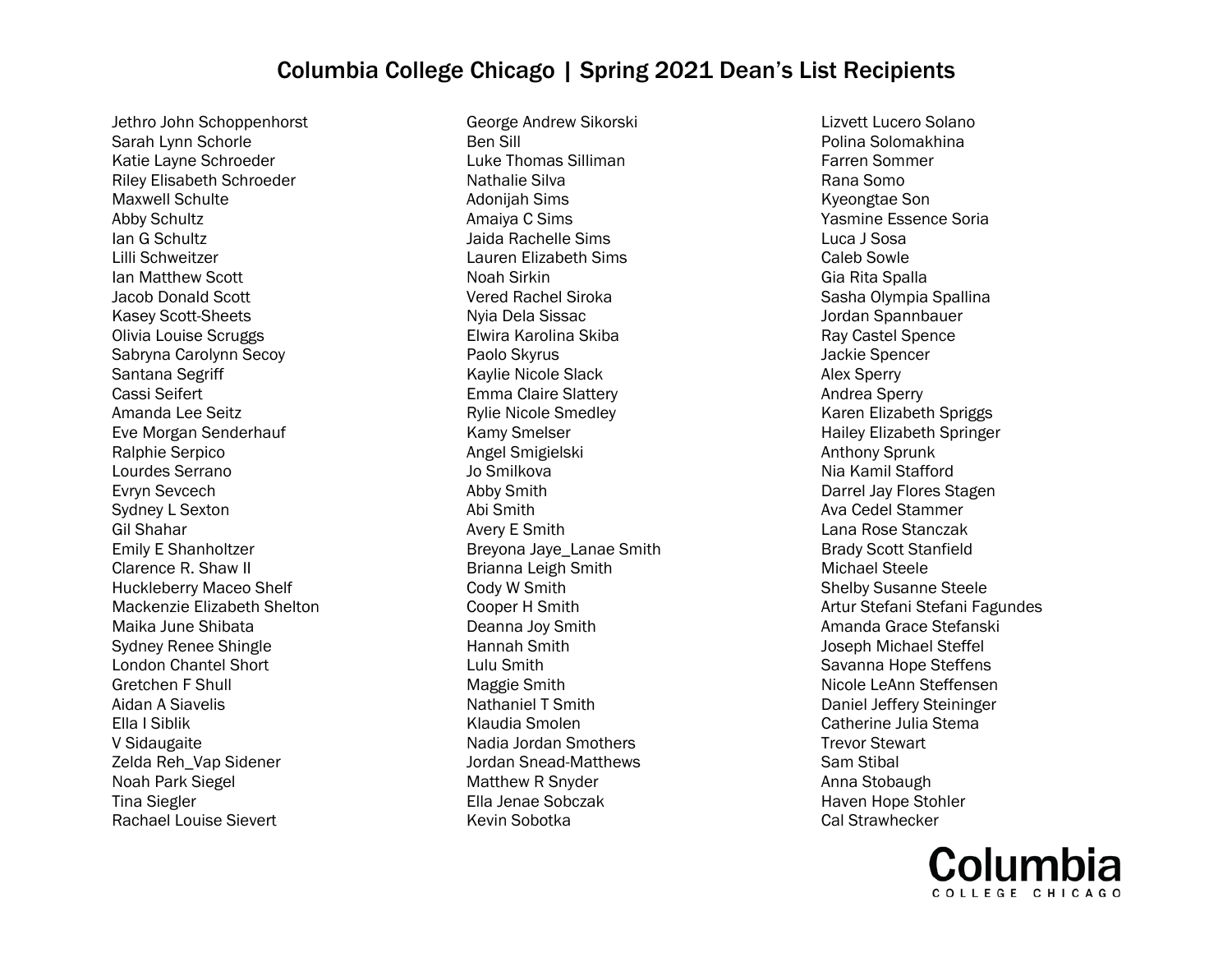# Columbia College Chicago | Spring 2021 Dean's List Recipients

Jethro John Schoppenhorst
Sarah Lynn Schorle
Katie Layne Schroeder
Riley Elisabeth Schroeder
Maxwell Schulte
Abby Schultz
Ian G Schultz
Lilli Schweitzer
Ian Matthew Scott
Jacob Donald Scott
Kasey Scott-Sheets
Olivia Louise Scruggs
Sabryna Carolynn Secoy
Santana Segriff
Cassi Seifert
Amanda Lee Seitz
Eve Morgan Senderhauf
Ralphie Serpico
Lourdes Serrano
Evryn Sevcech
Sydney L Sexton
Gil Shahar
Emily E Shanholtzer
Clarence R. Shaw II
Huckleberry Maceo Shelf
Mackenzie Elizabeth Shelton
Maika June Shibata
Sydney Renee Shingle
London Chantel Short
Gretchen F Shull
Aidan A Siavelis
Ella I Siblik
V Sidaugaite
Zelda Reh_Vap Sidener
Noah Park Siegel
Tina Siegler
Rachael Louise Sievert
George Andrew Sikorski
Ben Sill
Luke Thomas Silliman
Nathalie Silva
Adonijah Sims
Amaiya C Sims
Jaida Rachelle Sims
Lauren Elizabeth Sims
Noah Sirkin
Vered Rachel Siroka
Nyia Dela Sissac
Elwira Karolina Skiba
Paolo Skyrus
Kaylie Nicole Slack
Emma Claire Slattery
Rylie Nicole Smedley
Kamy Smelser
Angel Smigielski
Jo Smilkova
Abby Smith
Abi Smith
Avery E Smith
Breyona Jaye_Lanae Smith
Brianna Leigh Smith
Cody W Smith
Cooper H Smith
Deanna Joy Smith
Hannah Smith
Lulu Smith
Maggie Smith
Nathaniel T Smith
Klaudia Smolen
Nadia Jordan Smothers
Jordan Snead-Matthews
Matthew R Snyder
Ella Jenae Sobczak
Kevin Sobotka
Lizvett Lucero Solano
Polina Solomakhina
Farren Sommer
Rana Somo
Kyeongtae Son
Yasmine Essence Soria
Luca J Sosa
Caleb Sowle
Gia Rita Spalla
Sasha Olympia Spallina
Jordan Spannbauer
Ray Castel Spence
Jackie Spencer
Alex Sperry
Andrea Sperry
Karen Elizabeth Spriggs
Hailey Elizabeth Springer
Anthony Sprunk
Nia Kamil Stafford
Darrel Jay Flores Stagen
Ava Cedel Stammer
Lana Rose Stanczak
Brady Scott Stanfield
Michael Steele
Shelby Susanne Steele
Artur Stefani Stefani Fagundes
Amanda Grace Stefanski
Joseph Michael Steffel
Savanna Hope Steffens
Nicole LeAnn Steffensen
Daniel Jeffery Steininger
Catherine Julia Stema
Trevor Stewart
Sam Stibal
Anna Stobaugh
Haven Hope Stohler
Cal Strawhecker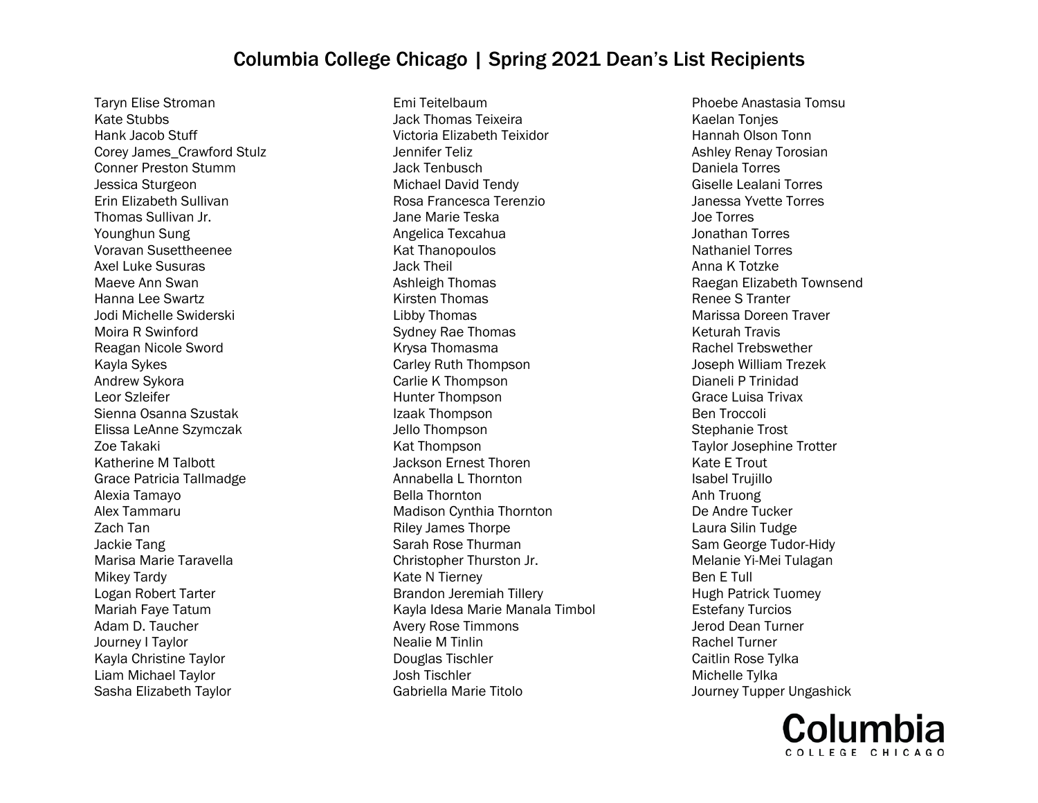# Columbia College Chicago | Spring 2021 Dean's List Recipients

Taryn Elise Stroman
Kate Stubbs
Hank Jacob Stuff
Corey James_Crawford Stulz
Conner Preston Stumm
Jessica Sturgeon
Erin Elizabeth Sullivan
Thomas Sullivan Jr.
Younghun Sung
Voravan Susettheenee
Axel Luke Susuras
Maeve Ann Swan
Hanna Lee Swartz
Jodi Michelle Swiderski
Moira R Swinford
Reagan Nicole Sword
Kayla Sykes
Andrew Sykora
Leor Szleifer
Sienna Osanna Szustak
Elissa LeAnne Szymczak
Zoe Takaki
Katherine M Talbott
Grace Patricia Tallmadge
Alexia Tamayo
Alex Tammaru
Zach Tan
Jackie Tang
Marisa Marie Taravella
Mikey Tardy
Logan Robert Tarter
Mariah Faye Tatum
Adam D. Taucher
Journey I Taylor
Kayla Christine Taylor
Liam Michael Taylor
Sasha Elizabeth Taylor
Emi Teitelbaum
Jack Thomas Teixeira
Victoria Elizabeth Teixidor
Jennifer Teliz
Jack Tenbusch
Michael David Tendy
Rosa Francesca Terenzio
Jane Marie Teska
Angelica Texcahua
Kat Thanopoulos
Jack Theil
Ashleigh Thomas
Kirsten Thomas
Libby Thomas
Sydney Rae Thomas
Krysa Thomasma
Carley Ruth Thompson
Carlie K Thompson
Hunter Thompson
Izaak Thompson
Jello Thompson
Kat Thompson
Jackson Ernest Thoren
Annabella L Thornton
Bella Thornton
Madison Cynthia Thornton
Riley James Thorpe
Sarah Rose Thurman
Christopher Thurston Jr.
Kate N Tierney
Brandon Jeremiah Tillery
Kayla Idesa Marie Manala Timbol
Avery Rose Timmons
Nealie M Tinlin
Douglas Tischler
Josh Tischler
Gabriella Marie Titolo
Phoebe Anastasia Tomsu
Kaelan Tonjes
Hannah Olson Tonn
Ashley Renay Torosian
Daniela Torres
Giselle Lealani Torres
Janessa Yvette Torres
Joe Torres
Jonathan Torres
Nathaniel Torres
Anna K Totzke
Raegan Elizabeth Townsend
Renee S Tranter
Marissa Doreen Traver
Keturah Travis
Rachel Trebswether
Joseph William Trezek
Dianeli P Trinidad
Grace Luisa Trivax
Ben Troccoli
Stephanie Trost
Taylor Josephine Trotter
Kate E Trout
Isabel Trujillo
Anh Truong
De Andre Tucker
Laura Silin Tudge
Sam George Tudor-Hidy
Melanie Yi-Mei Tulagan
Ben E Tull
Hugh Patrick Tuomey
Estefany Turcios
Jerod Dean Turner
Rachel Turner
Caitlin Rose Tylka
Michelle Tylka
Journey Tupper Ungashick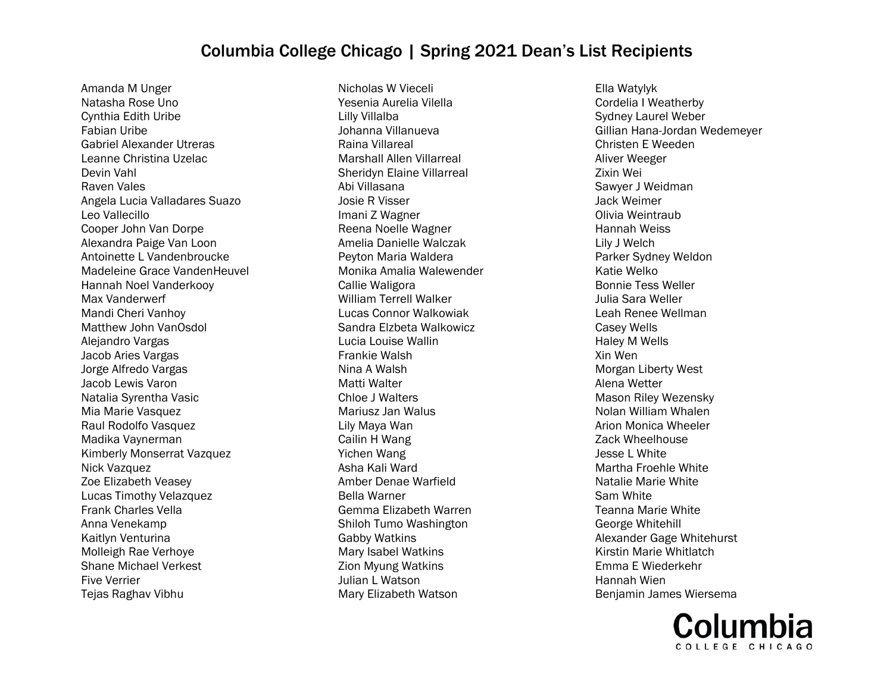# Columbia College Chicago | Spring 2021 Dean's List Recipients

Amanda M Unger
Natasha Rose Uno
Cynthia Edith Uribe
Fabian Uribe
Gabriel Alexander Utreras
Leanne Christina Uzelac
Devin Vahl
Raven Vales
Angela Lucia Valladares Suazo
Leo Vallecillo
Cooper John Van Dorpe
Alexandra Paige Van Loon
Antoinette L Vandenbroucke
Madeleine Grace VandenHeuvel
Hannah Noel Vanderkooy
Max Vanderwerf
Mandi Cheri Vanhoy
Matthew John VanOsdol
Alejandro Vargas
Jacob Aries Vargas
Jorge Alfredo Vargas
Jacob Lewis Varon
Natalia Syrentha Vasic
Mia Marie Vasquez
Raul Rodolfo Vasquez
Madika Vaynerman
Kimberly Monserrat Vazquez
Nick Vazquez
Zoe Elizabeth Veasey
Lucas Timothy Velazquez
Frank Charles Vella
Anna Venekamp
Kaitlyn Venturina
Molleigh Rae Verhoye
Shane Michael Verkest
Five Verrier
Tejas Raghav Vibhu
Nicholas W Vieceli
Yesenia Aurelia Vilella
Lilly Villalba
Johanna Villanueva
Raina Villareal
Marshall Allen Villarreal
Sheridyn Elaine Villarreal
Abi Villasana
Josie R Visser
Imani Z Wagner
Reena Noelle Wagner
Amelia Danielle Walczak
Peyton Maria Waldera
Monika Amalia Walewender
Callie Waligora
William Terrell Walker
Lucas Connor Walkowiak
Sandra Elzbeta Walkowicz
Lucia Louise Wallin
Frankie Walsh
Nina A Walsh
Matti Walter
Chloe J Walters
Mariusz Jan Walus
Lily Maya Wan
Cailin H Wang
Yichen Wang
Asha Kali Ward
Amber Denae Warfield
Bella Warner
Gemma Elizabeth Warren
Shiloh Tumo Washington
Gabby Watkins
Mary Isabel Watkins
Zion Myung Watkins
Julian L Watson
Mary Elizabeth Watson
Ella Watylyk
Cordelia I Weatherby
Sydney Laurel Weber
Gillian Hana-Jordan Wedemeyer
Christen E Weeden
Aliver Weeger
Zixin Wei
Sawyer J Weidman
Jack Weimer
Olivia Weintraub
Hannah Weiss
Lily J Welch
Parker Sydney Weldon
Katie Welko
Bonnie Tess Weller
Julia Sara Weller
Leah Renee Wellman
Casey Wells
Haley M Wells
Xin Wen
Morgan Liberty West
Alena Wetter
Mason Riley Wezensky
Nolan William Whalen
Arion Monica Wheeler
Zack Wheelhouse
Jesse L White
Martha Froehle White
Natalie Marie White
Sam White
Teanna Marie White
George Whitehill
Alexander Gage Whitehurst
Kirstin Marie Whitlatch
Emma E Wiederkehr
Hannah Wien
Benjamin James Wiersema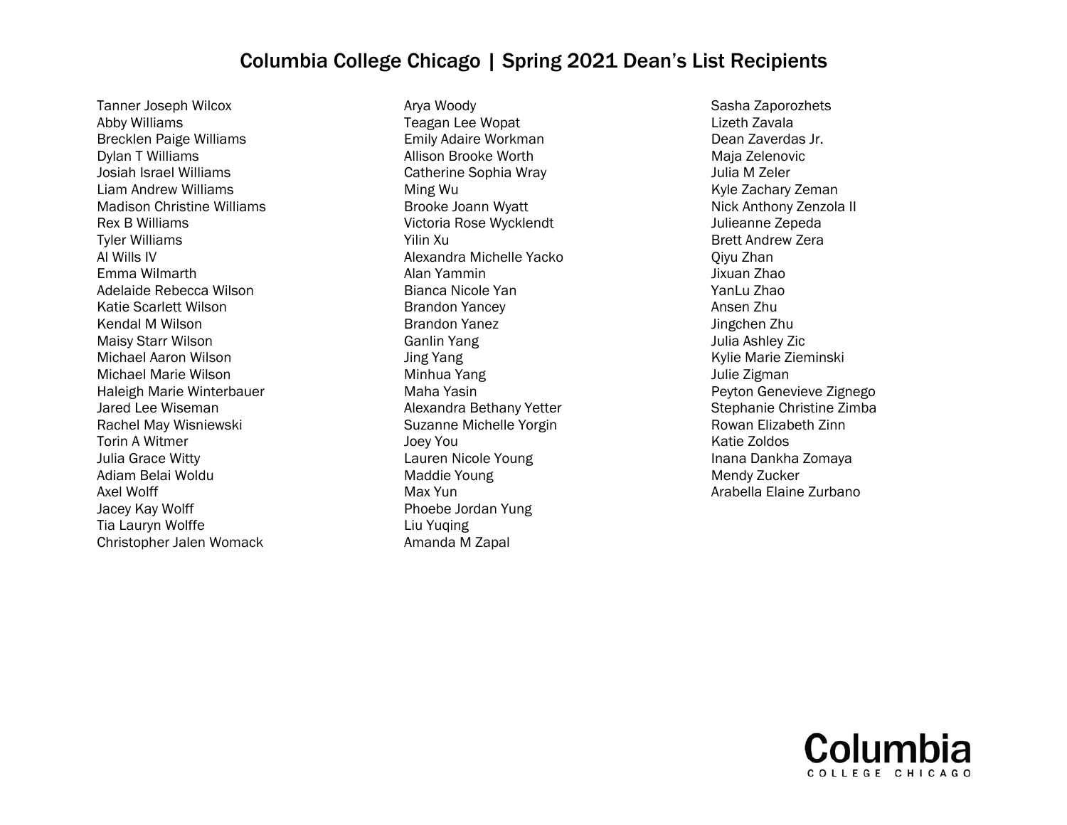# Columbia College Chicago | Spring 2021 Dean's List Recipients

Tanner Joseph Wilcox
Abby Williams
Brecklen Paige Williams
Dylan T Williams
Josiah Israel Williams
Liam Andrew Williams
Madison Christine Williams
Rex B Williams
Tyler Williams
Al Wills IV
Emma Wilmarth
Adelaide Rebecca Wilson
Katie Scarlett Wilson
Kendal M Wilson
Maisy Starr Wilson
Michael Aaron Wilson
Michael Marie Wilson
Haleigh Marie Winterbauer
Jared Lee Wiseman
Rachel May Wisniewski
Torin A Witmer
Julia Grace Witty
Adiam Belai Woldu
Axel Wolff
Jacey Kay Wolff
Tia Lauryn Wolffe
Christopher Jalen Womack
Arya Woody
Teagan Lee Wopat
Emily Adaire Workman
Allison Brooke Worth
Catherine Sophia Wray
Ming Wu
Brooke Joann Wyatt
Victoria Rose Wycklendt
Yilin Xu
Alexandra Michelle Yacko
Alan Yammin
Bianca Nicole Yan
Brandon Yancey
Brandon Yanez
Ganlin Yang
Jing Yang
Minhua Yang
Maha Yasin
Alexandra Bethany Yetter
Suzanne Michelle Yorgin
Joey You
Lauren Nicole Young
Maddie Young
Max Yun
Phoebe Jordan Yung
Liu Yuqing
Amanda M Zapal
Sasha Zaporozhets
Lizeth Zavala
Dean Zaverdas Jr.
Maja Zelenovic
Julia M Zeler
Kyle Zachary Zeman
Nick Anthony Zenzola II
Julieanne Zepeda
Brett Andrew Zera
Qiyu Zhan
Jixuan Zhao
YanLu Zhao
Ansen Zhu
Jingchen Zhu
Julia Ashley Zic
Kylie Marie Zieminski
Julie Zigman
Peyton Genevieve Zignego
Stephanie Christine Zimba
Rowan Elizabeth Zinn
Katie Zoldos
Inana Dankha Zomaya
Mendy Zucker
Arabella Elaine Zurbano